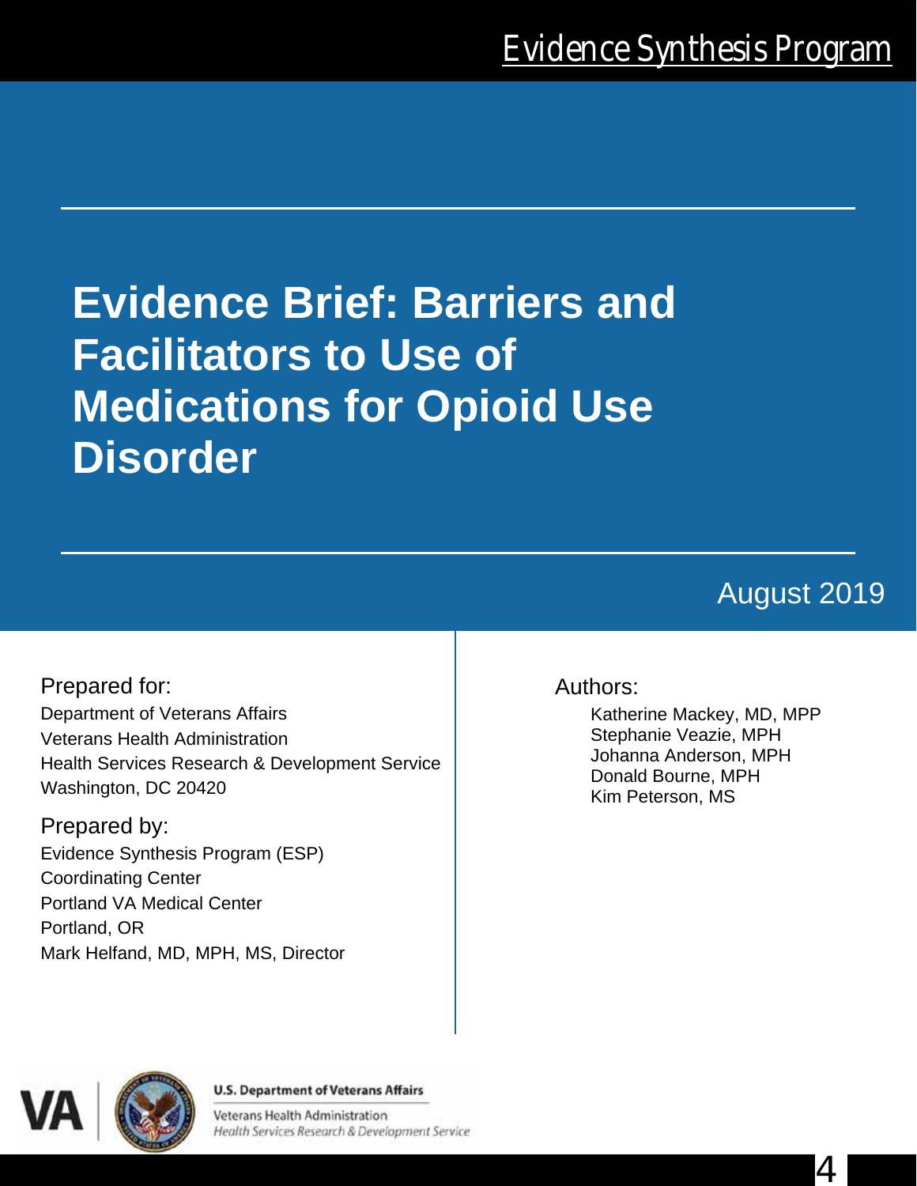Evidence Synthesis Program

# Evidence Brief: Barriers and Facilitators to Use of Medications for Opioid Use Disorder

August 2019

Prepared for:

Department of Veterans Affairs
Veterans Health Administration
Health Services Research & Development Service
Washington, DC 20420

Prepared by:

Evidence Synthesis Program (ESP)
Coordinating Center
Portland VA Medical Center
Portland, OR
Mark Helfand, MD, MPH, MS, Director

Authors:

Katherine Mackey, MD, MPP
Stephanie Veazie, MPH
Johanna Anderson, MPH
Donald Bourne, MPH
Kim Peterson, MS

U.S. Department of Veterans Affairs
Veterans Health Administration
*Health Services Research & Development Service*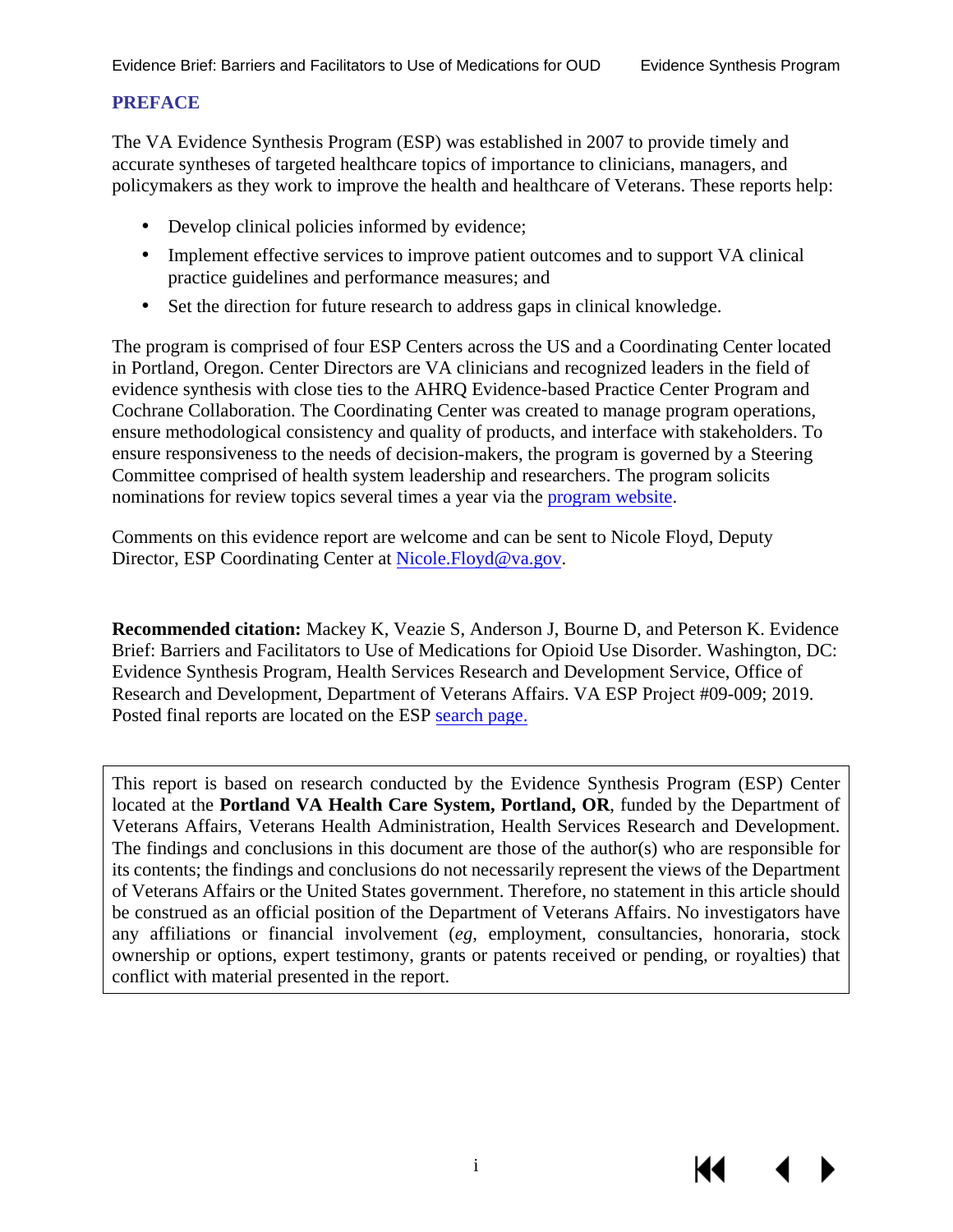## PREFACE

The VA Evidence Synthesis Program (ESP) was established in 2007 to provide timely and accurate syntheses of targeted healthcare topics of importance to clinicians, managers, and policymakers as they work to improve the health and healthcare of Veterans. These reports help:

- Develop clinical policies informed by evidence;
- Implement effective services to improve patient outcomes and to support VA clinical practice guidelines and performance measures; and
- Set the direction for future research to address gaps in clinical knowledge.

The program is comprised of four ESP Centers across the US and a Coordinating Center located in Portland, Oregon. Center Directors are VA clinicians and recognized leaders in the field of evidence synthesis with close ties to the AHRQ Evidence-based Practice Center Program and Cochrane Collaboration. The Coordinating Center was created to manage program operations, ensure methodological consistency and quality of products, and interface with stakeholders. To ensure responsiveness to the needs of decision-makers, the program is governed by a Steering Committee comprised of health system leadership and researchers. The program solicits nominations for review topics several times a year via the program website.

Comments on this evidence report are welcome and can be sent to Nicole Floyd, Deputy Director, ESP Coordinating Center at Nicole.Floyd@va.gov.

**Recommended citation:** Mackey K, Veazie S, Anderson J, Bourne D, and Peterson K. Evidence Brief: Barriers and Facilitators to Use of Medications for Opioid Use Disorder. Washington, DC: Evidence Synthesis Program, Health Services Research and Development Service, Office of Research and Development, Department of Veterans Affairs. VA ESP Project #09-009; 2019. Posted final reports are located on the ESP search page.

This report is based on research conducted by the Evidence Synthesis Program (ESP) Center located at the **Portland VA Health Care System, Portland, OR**, funded by the Department of Veterans Affairs, Veterans Health Administration, Health Services Research and Development. The findings and conclusions in this document are those of the author(s) who are responsible for its contents; the findings and conclusions do not necessarily represent the views of the Department of Veterans Affairs or the United States government. Therefore, no statement in this article should be construed as an official position of the Department of Veterans Affairs. No investigators have any affiliations or financial involvement (*eg*, employment, consultancies, honoraria, stock ownership or options, expert testimony, grants or patents received or pending, or royalties) that conflict with material presented in the report.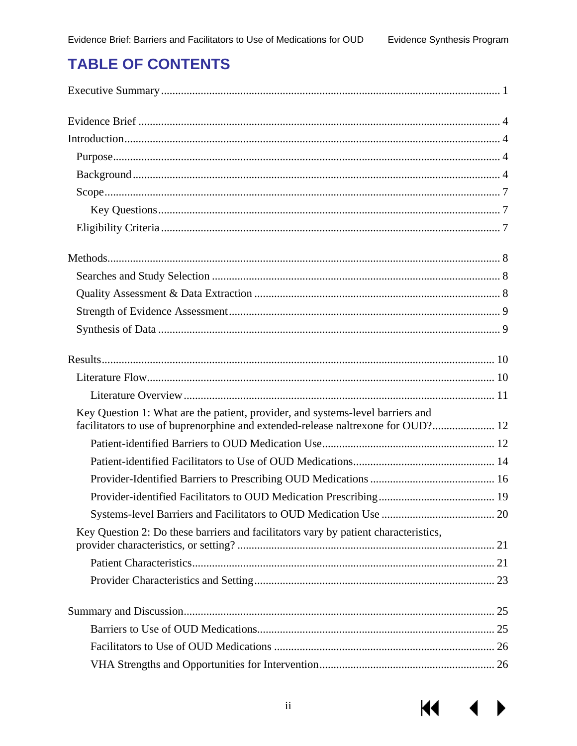# TABLE OF CONTENTS

Executive Summary ........ 1

Evidence Brief ........ 4

Introduction ........ 4

- Purpose ........ 4
- Background ........ 4
- Scope ........ 7
  - Key Questions ........ 7
- Eligibility Criteria ........ 7

Methods ........ 8

- Searches and Study Selection ........ 8
- Quality Assessment & Data Extraction ........ 8
- Strength of Evidence Assessment ........ 9
- Synthesis of Data ........ 9

Results ........ 10

- Literature Flow ........ 10
  - Literature Overview ........ 11
- Key Question 1: What are the patient, provider, and systems-level barriers and facilitators to use of buprenorphine and extended-release naltrexone for OUD? ........ 12
  - Patient-identified Barriers to OUD Medication Use ........ 12
  - Patient-identified Facilitators to Use of OUD Medications ........ 14
  - Provider-Identified Barriers to Prescribing OUD Medications ........ 16
  - Provider-identified Facilitators to OUD Medication Prescribing ........ 19
  - Systems-level Barriers and Facilitators to OUD Medication Use ........ 20
- Key Question 2: Do these barriers and facilitators vary by patient characteristics, provider characteristics, or setting? ........ 21
  - Patient Characteristics ........ 21
  - Provider Characteristics and Setting ........ 23

Summary and Discussion ........ 25

- Barriers to Use of OUD Medications ........ 25
- Facilitators to Use of OUD Medications ........ 26
- VHA Strengths and Opportunities for Intervention ........ 26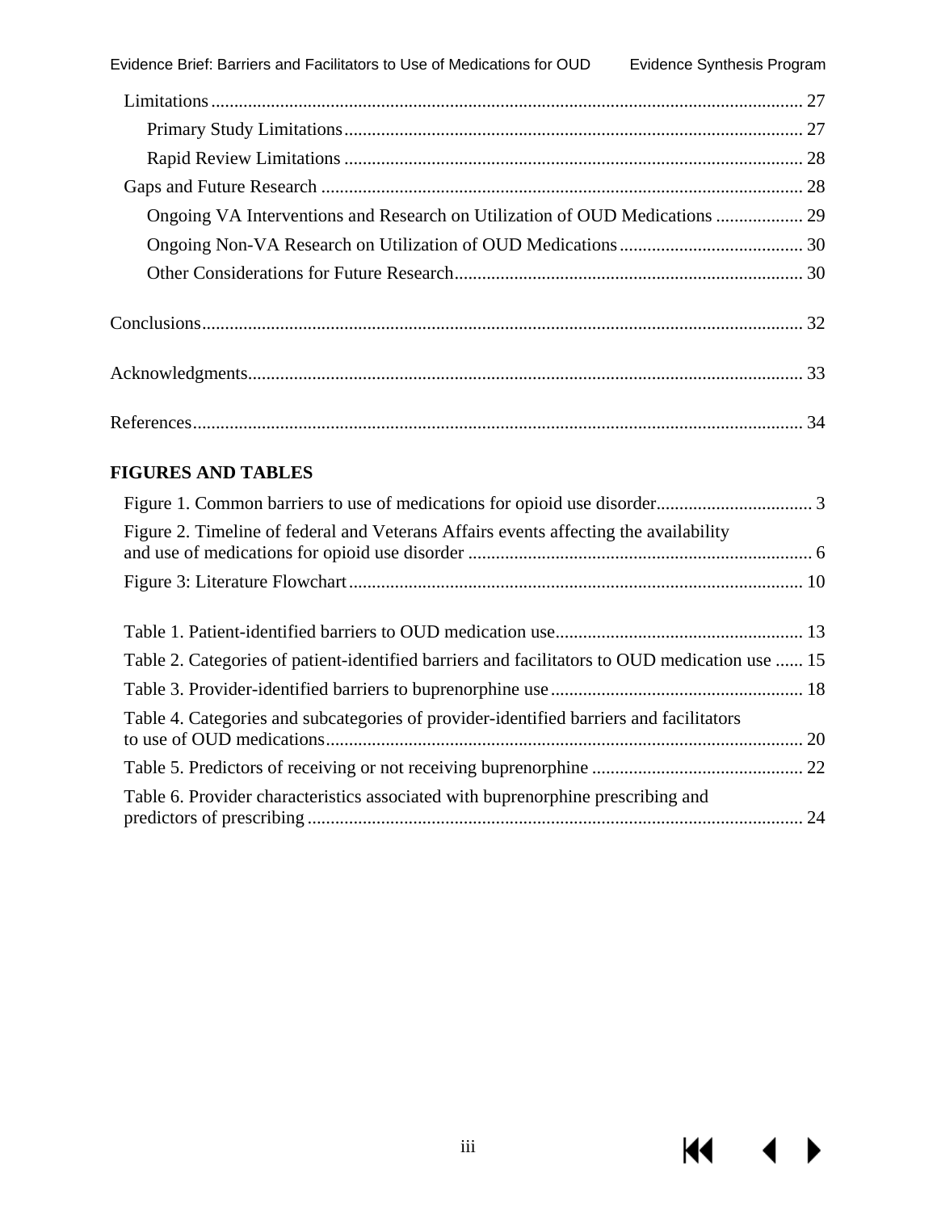Limitations ............................................................................................................................ 27

Primary Study Limitations ................................................................................................. 27

Rapid Review Limitations .................................................................................................. 28

Gaps and Future Research ..................................................................................................... 28

Ongoing VA Interventions and Research on Utilization of OUD Medications ................... 29

Ongoing Non-VA Research on Utilization of OUD Medications ........................................ 30

Other Considerations for Future Research ......................................................................... 30

Conclusions ................................................................................................................................ 32

Acknowledgments ...................................................................................................................... 33

References .................................................................................................................................. 34

**FIGURES AND TABLES**

Figure 1. Common barriers to use of medications for opioid use disorder .................................. 3

Figure 2. Timeline of federal and Veterans Affairs events affecting the availability and use of medications for opioid use disorder ......................................................................... 6

Figure 3: Literature Flowchart ................................................................................................. 10

Table 1. Patient-identified barriers to OUD medication use ..................................................... 13

Table 2. Categories of patient-identified barriers and facilitators to OUD medication use ...... 15

Table 3. Provider-identified barriers to buprenorphine use ...................................................... 18

Table 4. Categories and subcategories of provider-identified barriers and facilitators to use of OUD medications ....................................................................................................... 20

Table 5. Predictors of receiving or not receiving buprenorphine ............................................. 22

Table 6. Provider characteristics associated with buprenorphine prescribing and predictors of prescribing ........................................................................................................... 24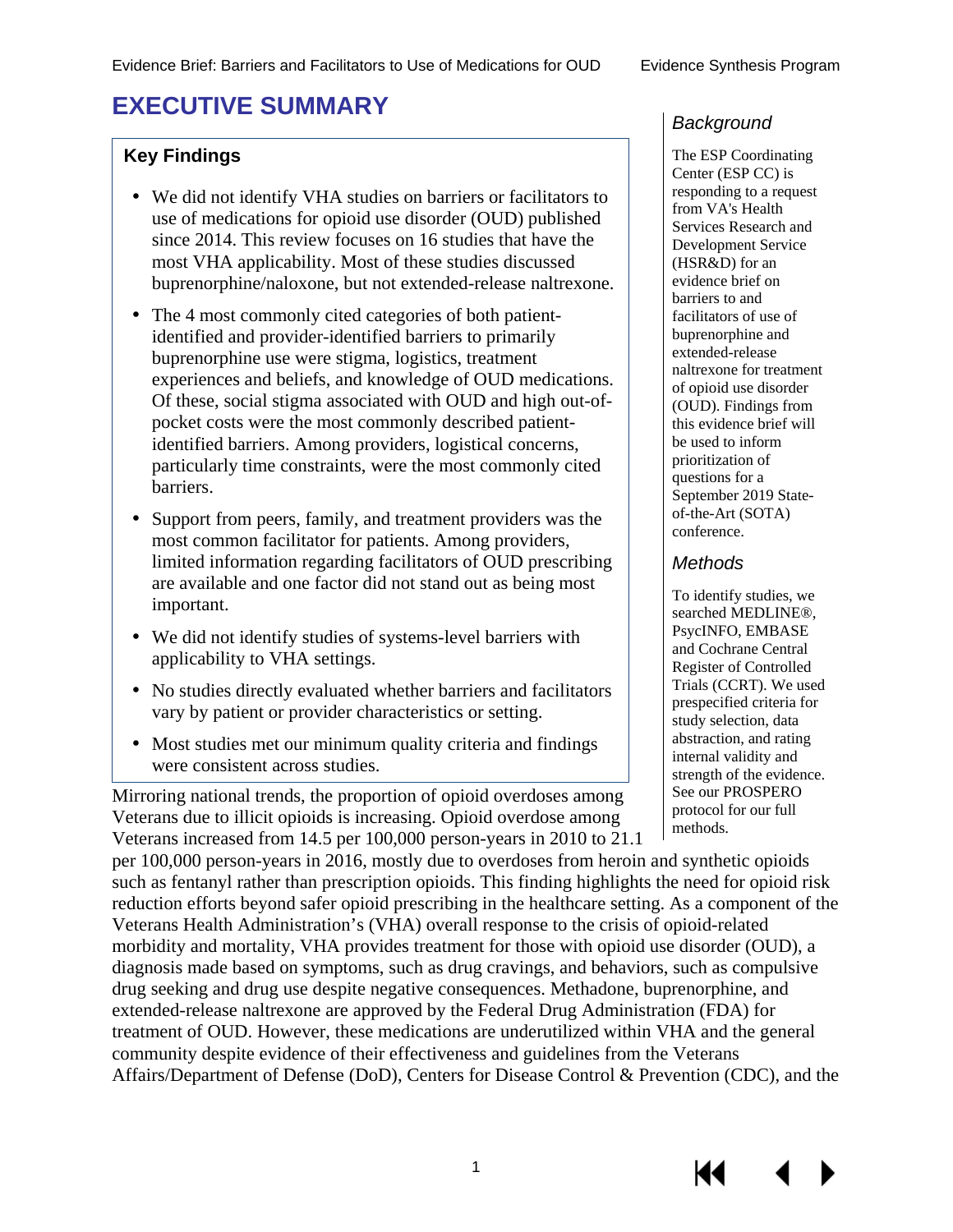# EXECUTIVE SUMMARY

## Key Findings

- We did not identify VHA studies on barriers or facilitators to use of medications for opioid use disorder (OUD) published since 2014. This review focuses on 16 studies that have the most VHA applicability. Most of these studies discussed buprenorphine/naloxone, but not extended-release naltrexone.
- The 4 most commonly cited categories of both patient-identified and provider-identified barriers to primarily buprenorphine use were stigma, logistics, treatment experiences and beliefs, and knowledge of OUD medications. Of these, social stigma associated with OUD and high out-of-pocket costs were the most commonly described patient-identified barriers. Among providers, logistical concerns, particularly time constraints, were the most commonly cited barriers.
- Support from peers, family, and treatment providers was the most common facilitator for patients. Among providers, limited information regarding facilitators of OUD prescribing are available and one factor did not stand out as being most important.
- We did not identify studies of systems-level barriers with applicability to VHA settings.
- No studies directly evaluated whether barriers and facilitators vary by patient or provider characteristics or setting.
- Most studies met our minimum quality criteria and findings were consistent across studies.

### *Background*

The ESP Coordinating Center (ESP CC) is responding to a request from VA's Health Services Research and Development Service (HSR&D) for an evidence brief on barriers to and facilitators to use of buprenorphine and extended-release naltrexone for treatment of opioid use disorder (OUD). Findings from this evidence brief will be used to inform prioritization of questions for a September 2019 State-of-the-Art (SOTA) conference.

### *Methods*

To identify studies, we searched MEDLINE®, PsycINFO, EMBASE and Cochrane Central Register of Controlled Trials (CCRT). We used prespecified criteria for study selection, data abstraction, and rating internal validity and strength of the evidence. See our PROSPERO protocol for our full methods.

Mirroring national trends, the proportion of opioid overdoses among Veterans due to illicit opioids is increasing. Opioid overdose among Veterans increased from 14.5 per 100,000 person-years in 2010 to 21.1 per 100,000 person-years in 2016, mostly due to overdoses from heroin and synthetic opioids such as fentanyl rather than prescription opioids. This finding highlights the need for opioid risk reduction efforts beyond safer opioid prescribing in the healthcare setting. As a component of the Veterans Health Administration's (VHA) overall response to the crisis of opioid-related morbidity and mortality, VHA provides treatment for those with opioid use disorder (OUD), a diagnosis made based on symptoms, such as drug cravings, and behaviors, such as compulsive drug seeking and drug use despite negative consequences. Methadone, buprenorphine, and extended-release naltrexone are approved by the Federal Drug Administration (FDA) for treatment of OUD. However, these medications are underutilized within VHA and the general community despite evidence of their effectiveness and guidelines from the Veterans Affairs/Department of Defense (DoD), Centers for Disease Control & Prevention (CDC), and the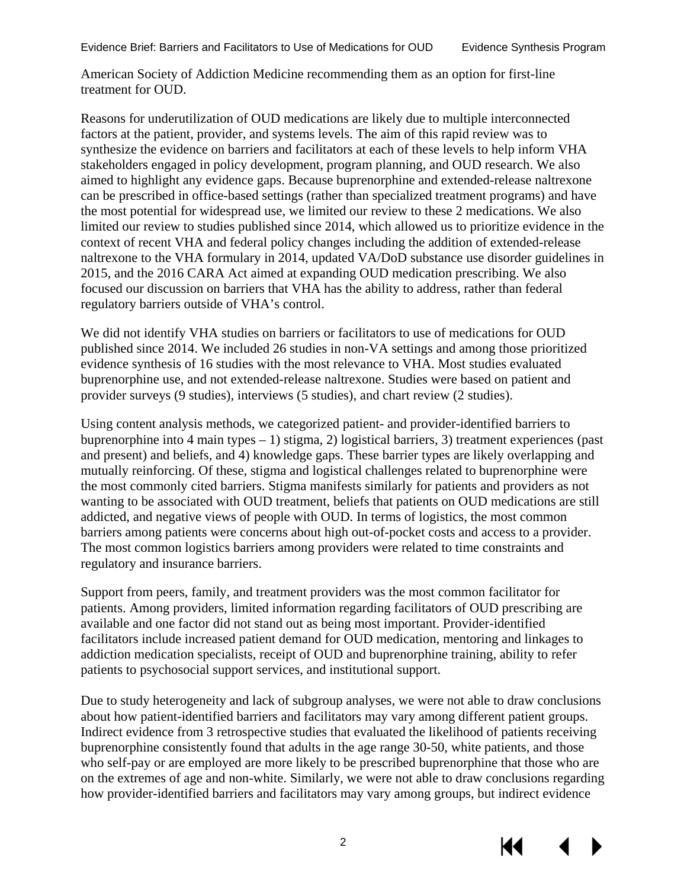American Society of Addiction Medicine recommending them as an option for first-line treatment for OUD.

Reasons for underutilization of OUD medications are likely due to multiple interconnected factors at the patient, provider, and systems levels. The aim of this rapid review was to synthesize the evidence on barriers and facilitators at each of these levels to help inform VHA stakeholders engaged in policy development, program planning, and OUD research. We also aimed to highlight any evidence gaps. Because buprenorphine and extended-release naltrexone can be prescribed in office-based settings (rather than specialized treatment programs) and have the most potential for widespread use, we limited our review to these 2 medications. We also limited our review to studies published since 2014, which allowed us to prioritize evidence in the context of recent VHA and federal policy changes including the addition of extended-release naltrexone to the VHA formulary in 2014, updated VA/DoD substance use disorder guidelines in 2015, and the 2016 CARA Act aimed at expanding OUD medication prescribing. We also focused our discussion on barriers that VHA has the ability to address, rather than federal regulatory barriers outside of VHA's control.

We did not identify VHA studies on barriers or facilitators to use of medications for OUD published since 2014. We included 26 studies in non-VA settings and among those prioritized evidence synthesis of 16 studies with the most relevance to VHA. Most studies evaluated buprenorphine use, and not extended-release naltrexone. Studies were based on patient and provider surveys (9 studies), interviews (5 studies), and chart review (2 studies).

Using content analysis methods, we categorized patient- and provider-identified barriers to buprenorphine into 4 main types – 1) stigma, 2) logistical barriers, 3) treatment experiences (past and present) and beliefs, and 4) knowledge gaps. These barrier types are likely overlapping and mutually reinforcing. Of these, stigma and logistical challenges related to buprenorphine were the most commonly cited barriers. Stigma manifests similarly for patients and providers as not wanting to be associated with OUD treatment, beliefs that patients on OUD medications are still addicted, and negative views of people with OUD. In terms of logistics, the most common barriers among patients were concerns about high out-of-pocket costs and access to a provider. The most common logistics barriers among providers were related to time constraints and regulatory and insurance barriers.

Support from peers, family, and treatment providers was the most common facilitator for patients. Among providers, limited information regarding facilitators of OUD prescribing are available and one factor did not stand out as being most important. Provider-identified facilitators include increased patient demand for OUD medication, mentoring and linkages to addiction medication specialists, receipt of OUD and buprenorphine training, ability to refer patients to psychosocial support services, and institutional support.

Due to study heterogeneity and lack of subgroup analyses, we were not able to draw conclusions about how patient-identified barriers and facilitators may vary among different patient groups. Indirect evidence from 3 retrospective studies that evaluated the likelihood of patients receiving buprenorphine consistently found that adults in the age range 30-50, white patients, and those who self-pay or are employed are more likely to be prescribed buprenorphine that those who are on the extremes of age and non-white. Similarly, we were not able to draw conclusions regarding how provider-identified barriers and facilitators may vary among groups, but indirect evidence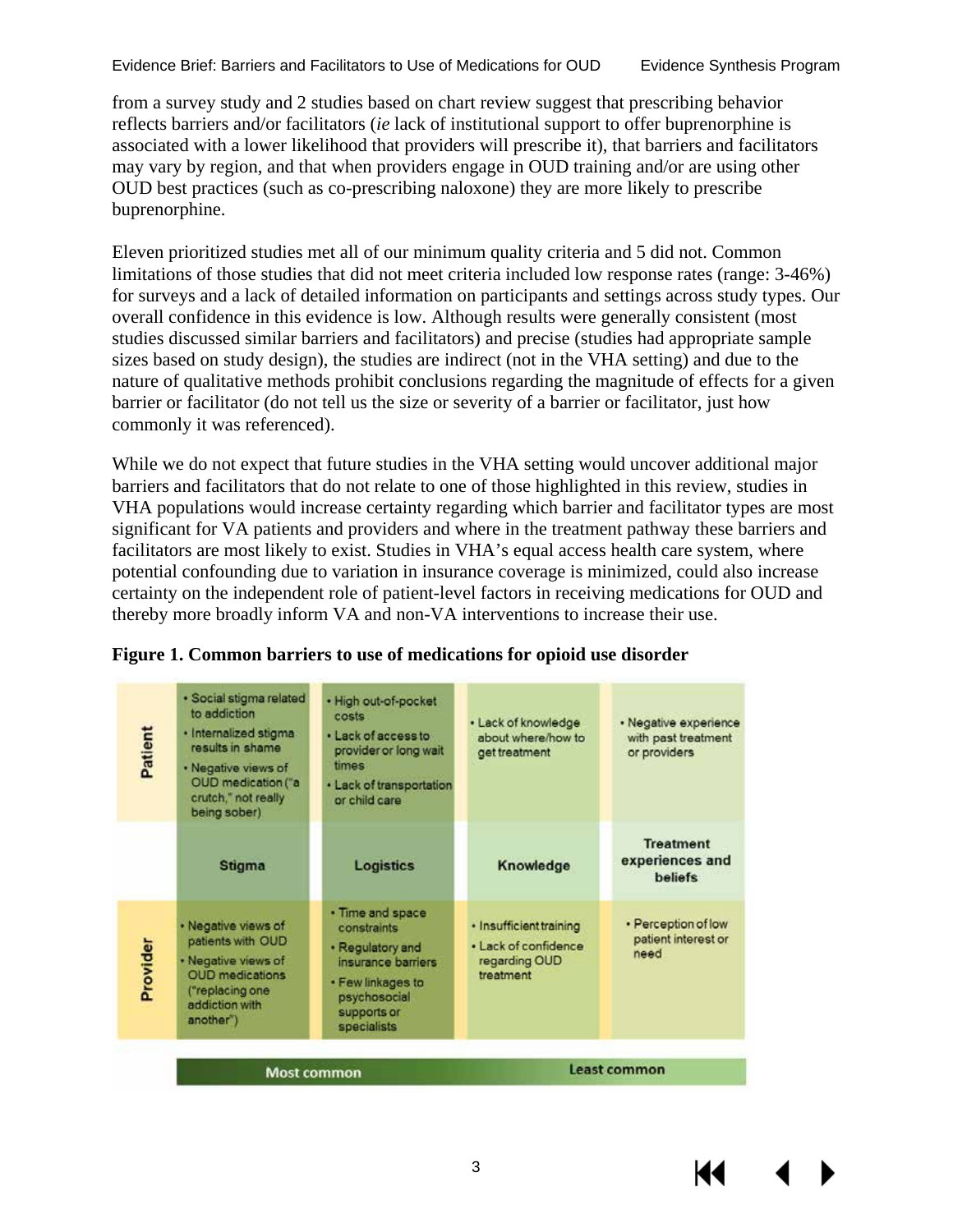from a survey study and 2 studies based on chart review suggest that prescribing behavior reflects barriers and/or facilitators (*ie* lack of institutional support to offer buprenorphine is associated with a lower likelihood that providers will prescribe it), that barriers and facilitators may vary by region, and that when providers engage in OUD training and/or are using other OUD best practices (such as co-prescribing naloxone) they are more likely to prescribe buprenorphine.

Eleven prioritized studies met all of our minimum quality criteria and 5 did not. Common limitations of those studies that did not meet criteria included low response rates (range: 3-46%) for surveys and a lack of detailed information on participants and settings across study types. Our overall confidence in this evidence is low. Although results were generally consistent (most studies discussed similar barriers and facilitators) and precise (studies had appropriate sample sizes based on study design), the studies are indirect (not in the VHA setting) and due to the nature of qualitative methods prohibit conclusions regarding the magnitude of effects for a given barrier or facilitator (do not tell us the size or severity of a barrier or facilitator, just how commonly it was referenced).

While we do not expect that future studies in the VHA setting would uncover additional major barriers and facilitators that do not relate to one of those highlighted in this review, studies in VHA populations would increase certainty regarding which barrier and facilitator types are most significant for VA patients and providers and where in the treatment pathway these barriers and facilitators are most likely to exist. Studies in VHA's equal access health care system, where potential confounding due to variation in insurance coverage is minimized, could also increase certainty on the independent role of patient-level factors in receiving medications for OUD and thereby more broadly inform VA and non-VA interventions to increase their use.

**Figure 1. Common barriers to use of medications for opioid use disorder**

| | Stigma | Logistics | Knowledge | Treatment experiences and beliefs |
|---|---|---|---|---|
| **Patient** | • Social stigma related to addiction<br>• Internalized stigma results in shame<br>• Negative views of OUD medication ("a crutch," not really being sober) | • High out-of-pocket costs<br>• Lack of access to provider or long wait times<br>• Lack of transportation or child care | • Lack of knowledge about where/how to get treatment | • Negative experience with past treatment or providers |
| **Provider** | • Negative views of patients with OUD<br>• Negative views of OUD medications ("replacing one addiction with another") | • Time and space constraints<br>• Regulatory and insurance barriers<br>• Few linkages to psychosocial supports or specialists | • Insufficient training<br>• Lack of confidence regarding OUD treatment | • Perception of low patient interest or need |

Most common → Least common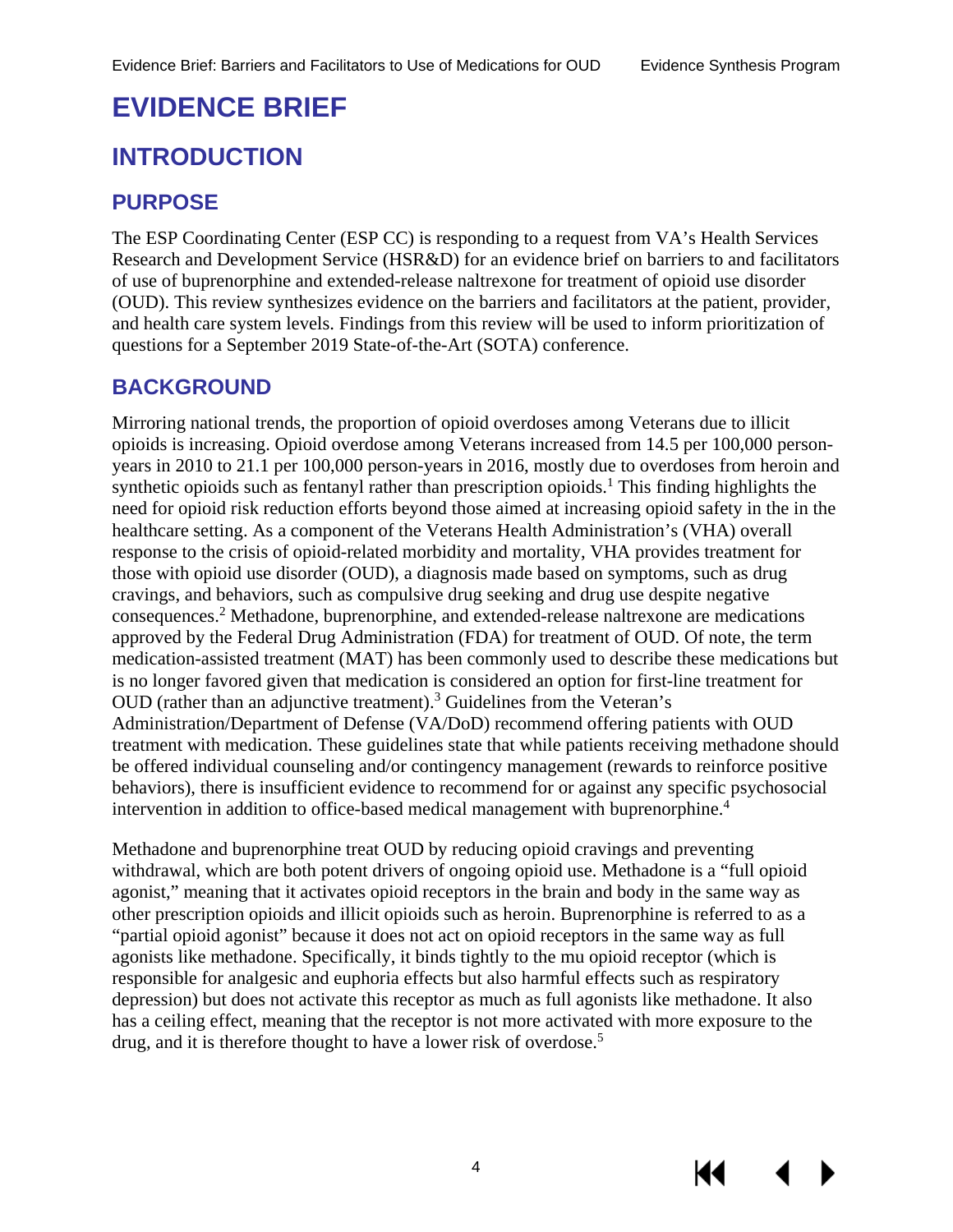# EVIDENCE BRIEF

## INTRODUCTION

### PURPOSE

The ESP Coordinating Center (ESP CC) is responding to a request from VA's Health Services Research and Development Service (HSR&D) for an evidence brief on barriers to and facilitators of use of buprenorphine and extended-release naltrexone for treatment of opioid use disorder (OUD). This review synthesizes evidence on the barriers and facilitators at the patient, provider, and health care system levels. Findings from this review will be used to inform prioritization of questions for a September 2019 State-of-the-Art (SOTA) conference.

### BACKGROUND

Mirroring national trends, the proportion of opioid overdoses among Veterans due to illicit opioids is increasing. Opioid overdose among Veterans increased from 14.5 per 100,000 person-years in 2010 to 21.1 per 100,000 person-years in 2016, mostly due to overdoses from heroin and synthetic opioids such as fentanyl rather than prescription opioids.[1] This finding highlights the need for opioid risk reduction efforts beyond those aimed at increasing opioid safety in the in the healthcare setting. As a component of the Veterans Health Administration's (VHA) overall response to the crisis of opioid-related morbidity and mortality, VHA provides treatment for those with opioid use disorder (OUD), a diagnosis made based on symptoms, such as drug cravings, and behaviors, such as compulsive drug seeking and drug use despite negative consequences.[2] Methadone, buprenorphine, and extended-release naltrexone are medications approved by the Federal Drug Administration (FDA) for treatment of OUD. Of note, the term medication-assisted treatment (MAT) has been commonly used to describe these medications but is no longer favored given that medication is considered an option for first-line treatment for OUD (rather than an adjunctive treatment).[3] Guidelines from the Veteran's Administration/Department of Defense (VA/DoD) recommend offering patients with OUD treatment with medication. These guidelines state that while patients receiving methadone should be offered individual counseling and/or contingency management (rewards to reinforce positive behaviors), there is insufficient evidence to recommend for or against any specific psychosocial intervention in addition to office-based medical management with buprenorphine.[4]

Methadone and buprenorphine treat OUD by reducing opioid cravings and preventing withdrawal, which are both potent drivers of ongoing opioid use. Methadone is a "full opioid agonist," meaning that it activates opioid receptors in the brain and body in the same way as other prescription opioids and illicit opioids such as heroin. Buprenorphine is referred to as a "partial opioid agonist" because it does not act on opioid receptors in the same way as full agonists like methadone. Specifically, it binds tightly to the mu opioid receptor (which is responsible for analgesic and euphoria effects but also harmful effects such as respiratory depression) but does not activate this receptor as much as full agonists like methadone. It also has a ceiling effect, meaning that the receptor is not more activated with more exposure to the drug, and it is therefore thought to have a lower risk of overdose.[5]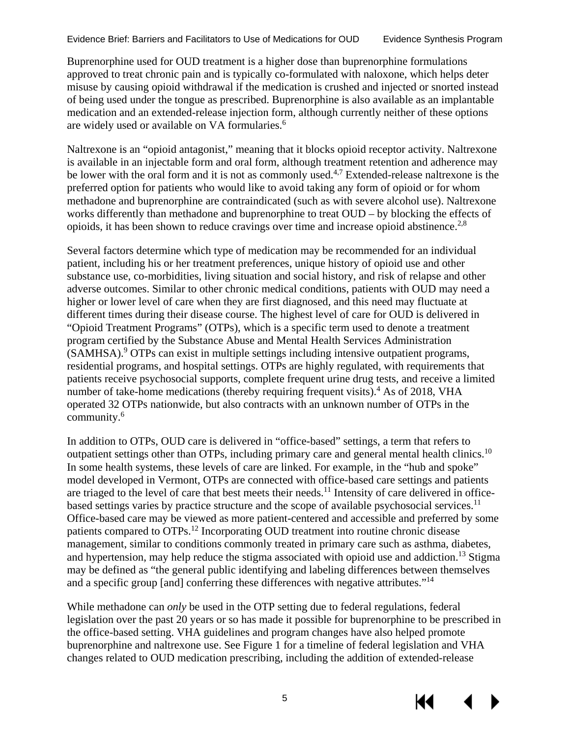Buprenorphine used for OUD treatment is a higher dose than buprenorphine formulations approved to treat chronic pain and is typically co-formulated with naloxone, which helps deter misuse by causing opioid withdrawal if the medication is crushed and injected or snorted instead of being used under the tongue as prescribed. Buprenorphine is also available as an implantable medication and an extended-release injection form, although currently neither of these options are widely used or available on VA formularies.[6]

Naltrexone is an "opioid antagonist," meaning that it blocks opioid receptor activity. Naltrexone is available in an injectable form and oral form, although treatment retention and adherence may be lower with the oral form and it is not as commonly used.[4,7] Extended-release naltrexone is the preferred option for patients who would like to avoid taking any form of opioid or for whom methadone and buprenorphine are contraindicated (such as with severe alcohol use). Naltrexone works differently than methadone and buprenorphine to treat OUD – by blocking the effects of opioids, it has been shown to reduce cravings over time and increase opioid abstinence.[2,8]

Several factors determine which type of medication may be recommended for an individual patient, including his or her treatment preferences, unique history of opioid use and other substance use, co-morbidities, living situation and social history, and risk of relapse and other adverse outcomes. Similar to other chronic medical conditions, patients with OUD may need a higher or lower level of care when they are first diagnosed, and this need may fluctuate at different times during their disease course. The highest level of care for OUD is delivered in "Opioid Treatment Programs" (OTPs), which is a specific term used to denote a treatment program certified by the Substance Abuse and Mental Health Services Administration (SAMHSA).[9] OTPs can exist in multiple settings including intensive outpatient programs, residential programs, and hospital settings. OTPs are highly regulated, with requirements that patients receive psychosocial supports, complete frequent urine drug tests, and receive a limited number of take-home medications (thereby requiring frequent visits).[4] As of 2018, VHA operated 32 OTPs nationwide, but also contracts with an unknown number of OTPs in the community.[6]

In addition to OTPs, OUD care is delivered in "office-based" settings, a term that refers to outpatient settings other than OTPs, including primary care and general mental health clinics.[10] In some health systems, these levels of care are linked. For example, in the "hub and spoke" model developed in Vermont, OTPs are connected with office-based care settings and patients are triaged to the level of care that best meets their needs.[11] Intensity of care delivered in office-based settings varies by practice structure and the scope of available psychosocial services.[11] Office-based care may be viewed as more patient-centered and accessible and preferred by some patients compared to OTPs.[12] Incorporating OUD treatment into routine chronic disease management, similar to conditions commonly treated in primary care such as asthma, diabetes, and hypertension, may help reduce the stigma associated with opioid use and addiction.[13] Stigma may be defined as "the general public identifying and labeling differences between themselves and a specific group [and] conferring these differences with negative attributes."[14]

While methadone can *only* be used in the OTP setting due to federal regulations, federal legislation over the past 20 years or so has made it possible for buprenorphine to be prescribed in the office-based setting. VHA guidelines and program changes have also helped promote buprenorphine and naltrexone use. See Figure 1 for a timeline of federal legislation and VHA changes related to OUD medication prescribing, including the addition of extended-release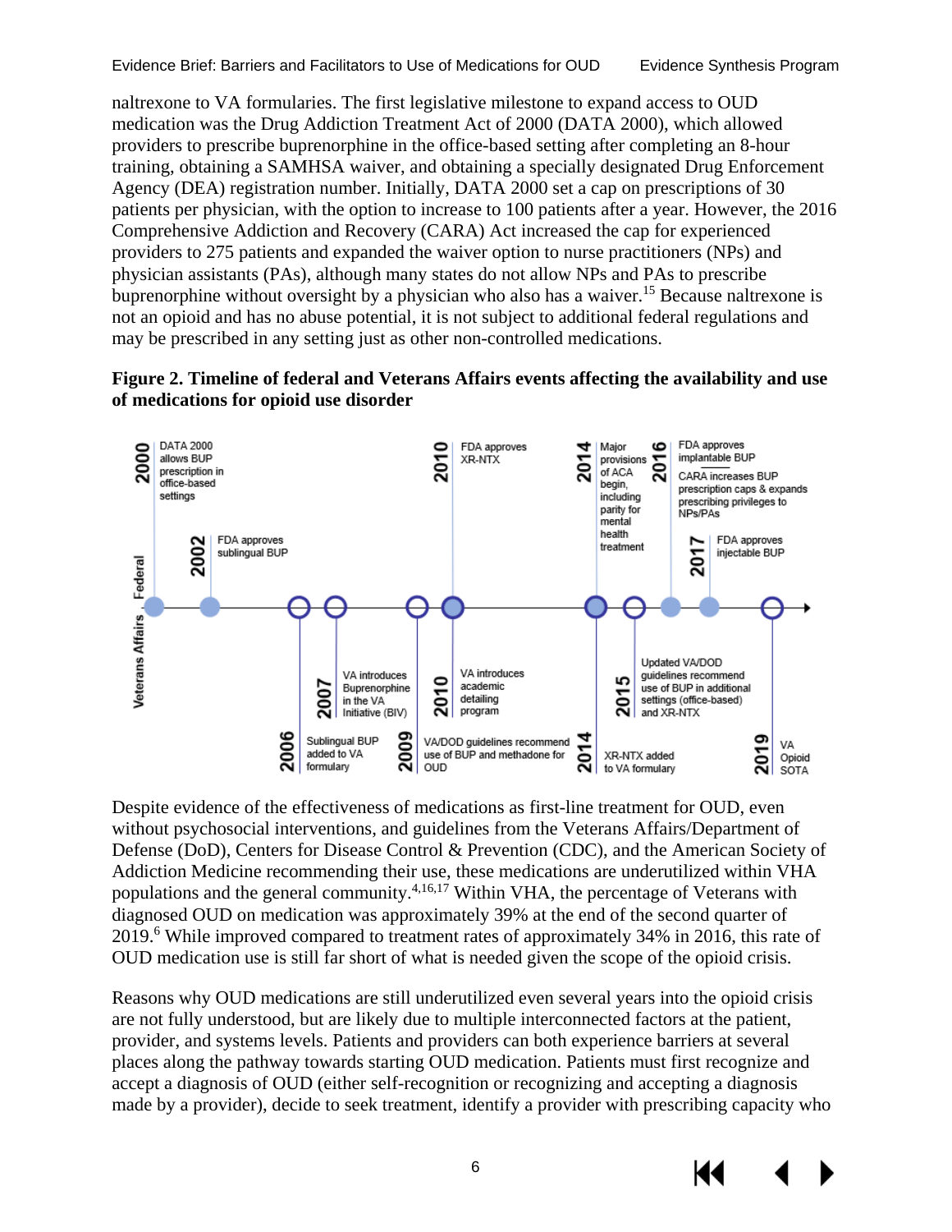naltrexone to VA formularies. The first legislative milestone to expand access to OUD medication was the Drug Addiction Treatment Act of 2000 (DATA 2000), which allowed providers to prescribe buprenorphine in the office-based setting after completing an 8-hour training, obtaining a SAMHSA waiver, and obtaining a specially designated Drug Enforcement Agency (DEA) registration number. Initially, DATA 2000 set a cap on prescriptions of 30 patients per physician, with the option to increase to 100 patients after a year. However, the 2016 Comprehensive Addiction and Recovery (CARA) Act increased the cap for experienced providers to 275 patients and expanded the waiver option to nurse practitioners (NPs) and physician assistants (PAs), although many states do not allow NPs and PAs to prescribe buprenorphine without oversight by a physician who also has a waiver.[15] Because naltrexone is not an opioid and has no abuse potential, it is not subject to additional federal regulations and may be prescribed in any setting just as other non-controlled medications.

**Figure 2. Timeline of federal and Veterans Affairs events affecting the availability and use of medications for opioid use disorder**

Federal:
- 2000: DATA 2000 allows BUP prescription in office-based settings
- 2002: FDA approves sublingual BUP
- 2010: FDA approves XR-NTX
- 2014: Major provisions of ACA begin, including parity for mental health treatment
- 2016: FDA approves implantable BUP; CARA increases BUP prescription caps & expands prescribing privileges to NPs/PAs
- 2017: FDA approves injectable BUP

Veterans Affairs:
- 2006: Sublingual BUP added to VA formulary
- 2007: VA introduces Buprenorphine in the VA Initiative (BIV)
- 2009: VA/DOD guidelines recommend use of BUP and methadone for OUD
- 2010: VA introduces academic detailing program
- 2014: XR-NTX added to VA formulary
- 2015: Updated VA/DOD guidelines recommend use of BUP in additional settings (office-based) and XR-NTX
- 2019: VA Opioid SOTA

Despite evidence of the effectiveness of medications as first-line treatment for OUD, even without psychosocial interventions, and guidelines from the Veterans Affairs/Department of Defense (DoD), Centers for Disease Control & Prevention (CDC), and the American Society of Addiction Medicine recommending their use, these medications are underutilized within VHA populations and the general community.[4,16,17] Within VHA, the percentage of Veterans with diagnosed OUD on medication was approximately 39% at the end of the second quarter of 2019.[6] While improved compared to treatment rates of approximately 34% in 2016, this rate of OUD medication use is still far short of what is needed given the scope of the opioid crisis.

Reasons why OUD medications are still underutilized even several years into the opioid crisis are not fully understood, but are likely due to multiple interconnected factors at the patient, provider, and systems levels. Patients and providers can both experience barriers at several places along the pathway towards starting OUD medication. Patients must first recognize and accept a diagnosis of OUD (either self-recognition or recognizing and accepting a diagnosis made by a provider), decide to seek treatment, identify a provider with prescribing capacity who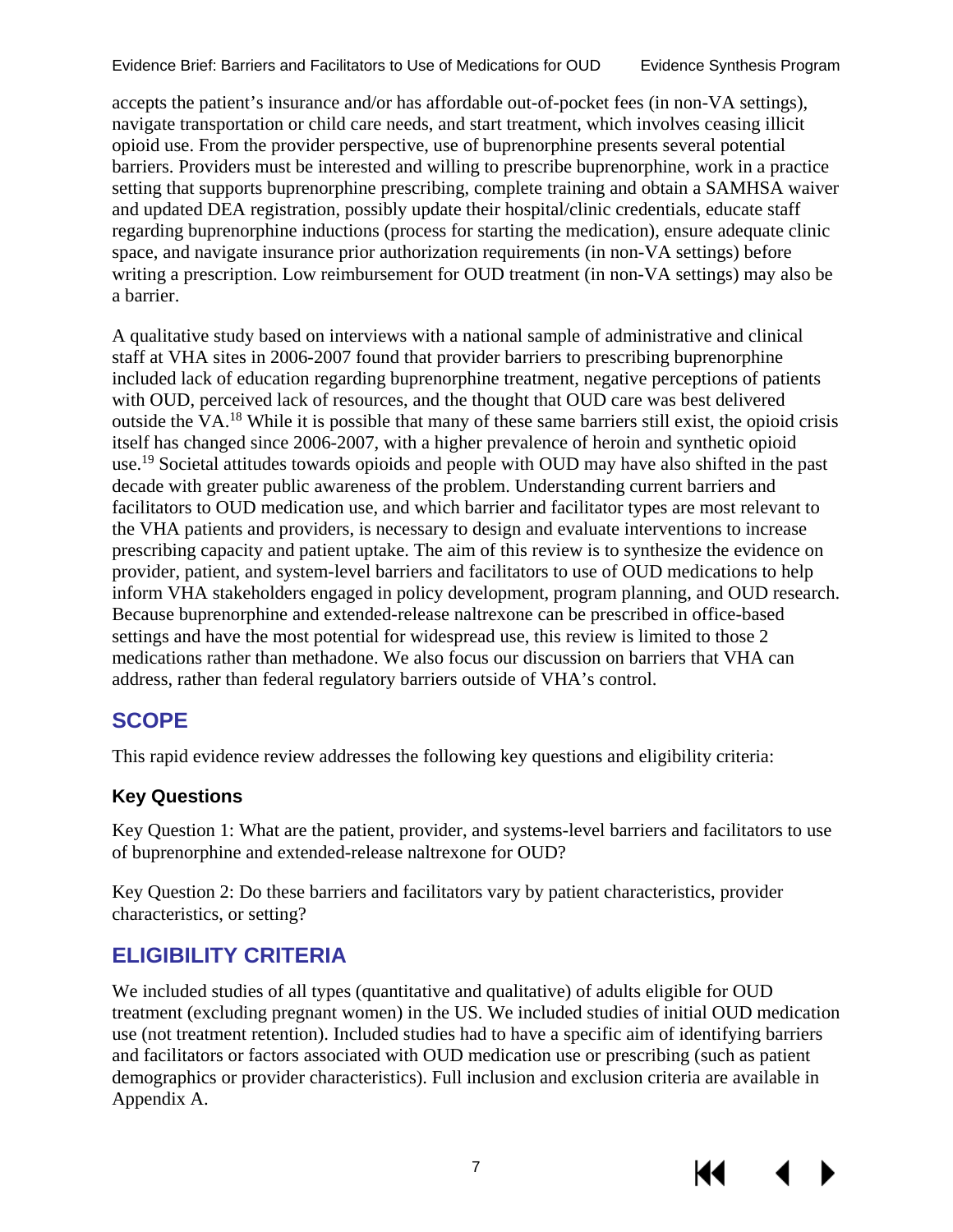accepts the patient's insurance and/or has affordable out-of-pocket fees (in non-VA settings), navigate transportation or child care needs, and start treatment, which involves ceasing illicit opioid use. From the provider perspective, use of buprenorphine presents several potential barriers. Providers must be interested and willing to prescribe buprenorphine, work in a practice setting that supports buprenorphine prescribing, complete training and obtain a SAMHSA waiver and updated DEA registration, possibly update their hospital/clinic credentials, educate staff regarding buprenorphine inductions (process for starting the medication), ensure adequate clinic space, and navigate insurance prior authorization requirements (in non-VA settings) before writing a prescription. Low reimbursement for OUD treatment (in non-VA settings) may also be a barrier.

A qualitative study based on interviews with a national sample of administrative and clinical staff at VHA sites in 2006-2007 found that provider barriers to prescribing buprenorphine included lack of education regarding buprenorphine treatment, negative perceptions of patients with OUD, perceived lack of resources, and the thought that OUD care was best delivered outside the VA.[18] While it is possible that many of these same barriers still exist, the opioid crisis itself has changed since 2006-2007, with a higher prevalence of heroin and synthetic opioid use.[19] Societal attitudes towards opioids and people with OUD may have also shifted in the past decade with greater public awareness of the problem. Understanding current barriers and facilitators to OUD medication use, and which barrier and facilitator types are most relevant to the VHA patients and providers, is necessary to design and evaluate interventions to increase prescribing capacity and patient uptake. The aim of this review is to synthesize the evidence on provider, patient, and system-level barriers and facilitators to use of OUD medications to help inform VHA stakeholders engaged in policy development, program planning, and OUD research. Because buprenorphine and extended-release naltrexone can be prescribed in office-based settings and have the most potential for widespread use, this review is limited to those 2 medications rather than methadone. We also focus our discussion on barriers that VHA can address, rather than federal regulatory barriers outside of VHA's control.

## SCOPE

This rapid evidence review addresses the following key questions and eligibility criteria:

### Key Questions

Key Question 1: What are the patient, provider, and systems-level barriers and facilitators to use of buprenorphine and extended-release naltrexone for OUD?

Key Question 2: Do these barriers and facilitators vary by patient characteristics, provider characteristics, or setting?

## ELIGIBILITY CRITERIA

We included studies of all types (quantitative and qualitative) of adults eligible for OUD treatment (excluding pregnant women) in the US. We included studies of initial OUD medication use (not treatment retention). Included studies had to have a specific aim of identifying barriers and facilitators or factors associated with OUD medication use or prescribing (such as patient demographics or provider characteristics). Full inclusion and exclusion criteria are available in Appendix A.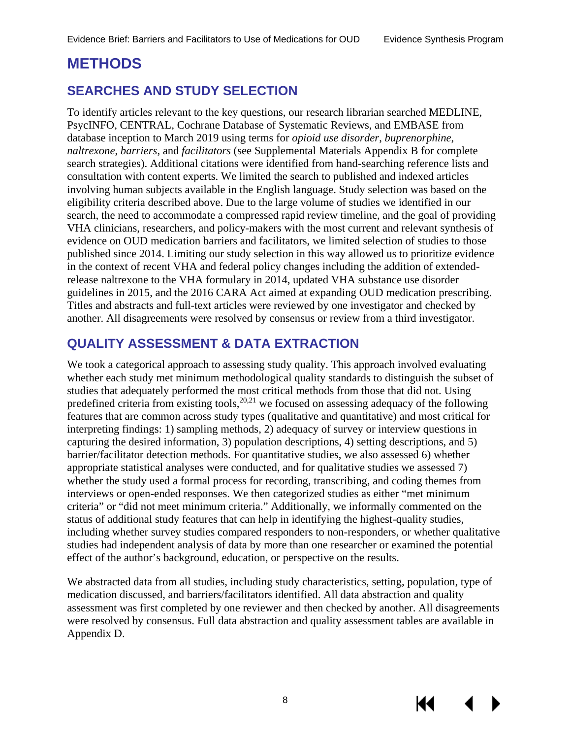# METHODS

## SEARCHES AND STUDY SELECTION

To identify articles relevant to the key questions, our research librarian searched MEDLINE, PsycINFO, CENTRAL, Cochrane Database of Systematic Reviews, and EMBASE from database inception to March 2019 using terms for *opioid use disorder*, *buprenorphine*, *naltrexone*, *barriers*, and *facilitators* (see Supplemental Materials Appendix B for complete search strategies). Additional citations were identified from hand-searching reference lists and consultation with content experts. We limited the search to published and indexed articles involving human subjects available in the English language. Study selection was based on the eligibility criteria described above. Due to the large volume of studies we identified in our search, the need to accommodate a compressed rapid review timeline, and the goal of providing VHA clinicians, researchers, and policy-makers with the most current and relevant synthesis of evidence on OUD medication barriers and facilitators, we limited selection of studies to those published since 2014. Limiting our study selection in this way allowed us to prioritize evidence in the context of recent VHA and federal policy changes including the addition of extended-release naltrexone to the VHA formulary in 2014, updated VHA substance use disorder guidelines in 2015, and the 2016 CARA Act aimed at expanding OUD medication prescribing. Titles and abstracts and full-text articles were reviewed by one investigator and checked by another. All disagreements were resolved by consensus or review from a third investigator.

## QUALITY ASSESSMENT & DATA EXTRACTION

We took a categorical approach to assessing study quality. This approach involved evaluating whether each study met minimum methodological quality standards to distinguish the subset of studies that adequately performed the most critical methods from those that did not. Using predefined criteria from existing tools,[20,21] we focused on assessing adequacy of the following features that are common across study types (qualitative and quantitative) and most critical for interpreting findings: 1) sampling methods, 2) adequacy of survey or interview questions in capturing the desired information, 3) population descriptions, 4) setting descriptions, and 5) barrier/facilitator detection methods. For quantitative studies, we also assessed 6) whether appropriate statistical analyses were conducted, and for qualitative studies we assessed 7) whether the study used a formal process for recording, transcribing, and coding themes from interviews or open-ended responses. We then categorized studies as either "met minimum criteria" or "did not meet minimum criteria." Additionally, we informally commented on the status of additional study features that can help in identifying the highest-quality studies, including whether survey studies compared responders to non-responders, or whether qualitative studies had independent analysis of data by more than one researcher or examined the potential effect of the author's background, education, or perspective on the results.

We abstracted data from all studies, including study characteristics, setting, population, type of medication discussed, and barriers/facilitators identified. All data abstraction and quality assessment was first completed by one reviewer and then checked by another. All disagreements were resolved by consensus. Full data abstraction and quality assessment tables are available in Appendix D.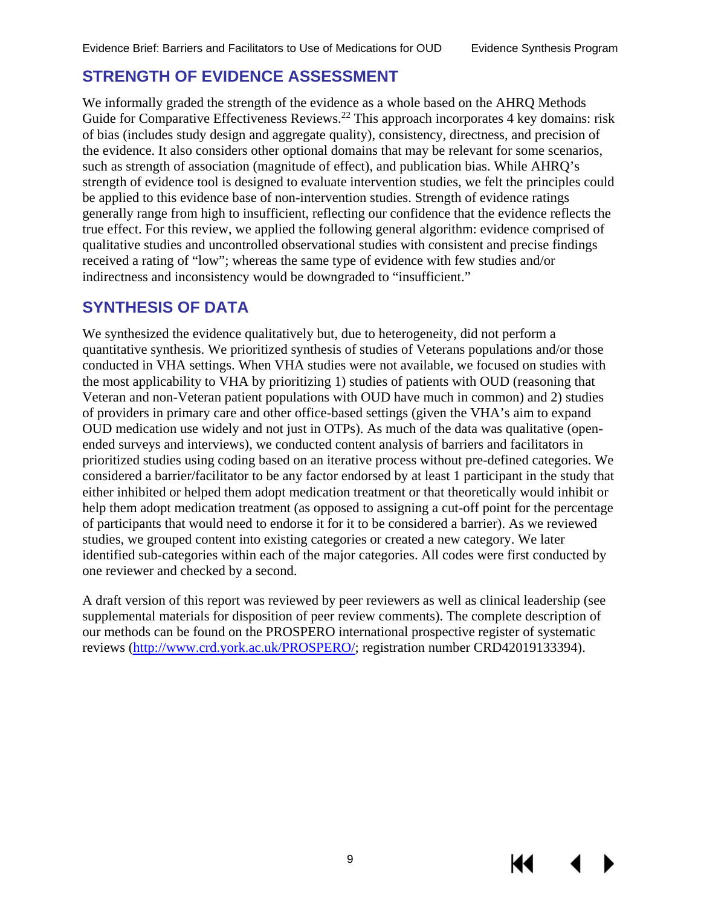## STRENGTH OF EVIDENCE ASSESSMENT

We informally graded the strength of the evidence as a whole based on the AHRQ Methods Guide for Comparative Effectiveness Reviews.[22] This approach incorporates 4 key domains: risk of bias (includes study design and aggregate quality), consistency, directness, and precision of the evidence. It also considers other optional domains that may be relevant for some scenarios, such as strength of association (magnitude of effect), and publication bias. While AHRQ's strength of evidence tool is designed to evaluate intervention studies, we felt the principles could be applied to this evidence base of non-intervention studies. Strength of evidence ratings generally range from high to insufficient, reflecting our confidence that the evidence reflects the true effect. For this review, we applied the following general algorithm: evidence comprised of qualitative studies and uncontrolled observational studies with consistent and precise findings received a rating of "low"; whereas the same type of evidence with few studies and/or indirectness and inconsistency would be downgraded to "insufficient."

## SYNTHESIS OF DATA

We synthesized the evidence qualitatively but, due to heterogeneity, did not perform a quantitative synthesis. We prioritized synthesis of studies of Veterans populations and/or those conducted in VHA settings. When VHA studies were not available, we focused on studies with the most applicability to VHA by prioritizing 1) studies of patients with OUD (reasoning that Veteran and non-Veteran patient populations with OUD have much in common) and 2) studies of providers in primary care and other office-based settings (given the VHA's aim to expand OUD medication use widely and not just in OTPs). As much of the data was qualitative (open-ended surveys and interviews), we conducted content analysis of barriers and facilitators in prioritized studies using coding based on an iterative process without pre-defined categories. We considered a barrier/facilitator to be any factor endorsed by at least 1 participant in the study that either inhibited or helped them adopt medication treatment or that theoretically would inhibit or help them adopt medication treatment (as opposed to assigning a cut-off point for the percentage of participants that would need to endorse it for it to be considered a barrier). As we reviewed studies, we grouped content into existing categories or created a new category. We later identified sub-categories within each of the major categories. All codes were first conducted by one reviewer and checked by a second.

A draft version of this report was reviewed by peer reviewers as well as clinical leadership (see supplemental materials for disposition of peer review comments). The complete description of our methods can be found on the PROSPERO international prospective register of systematic reviews (http://www.crd.york.ac.uk/PROSPERO/; registration number CRD42019133394).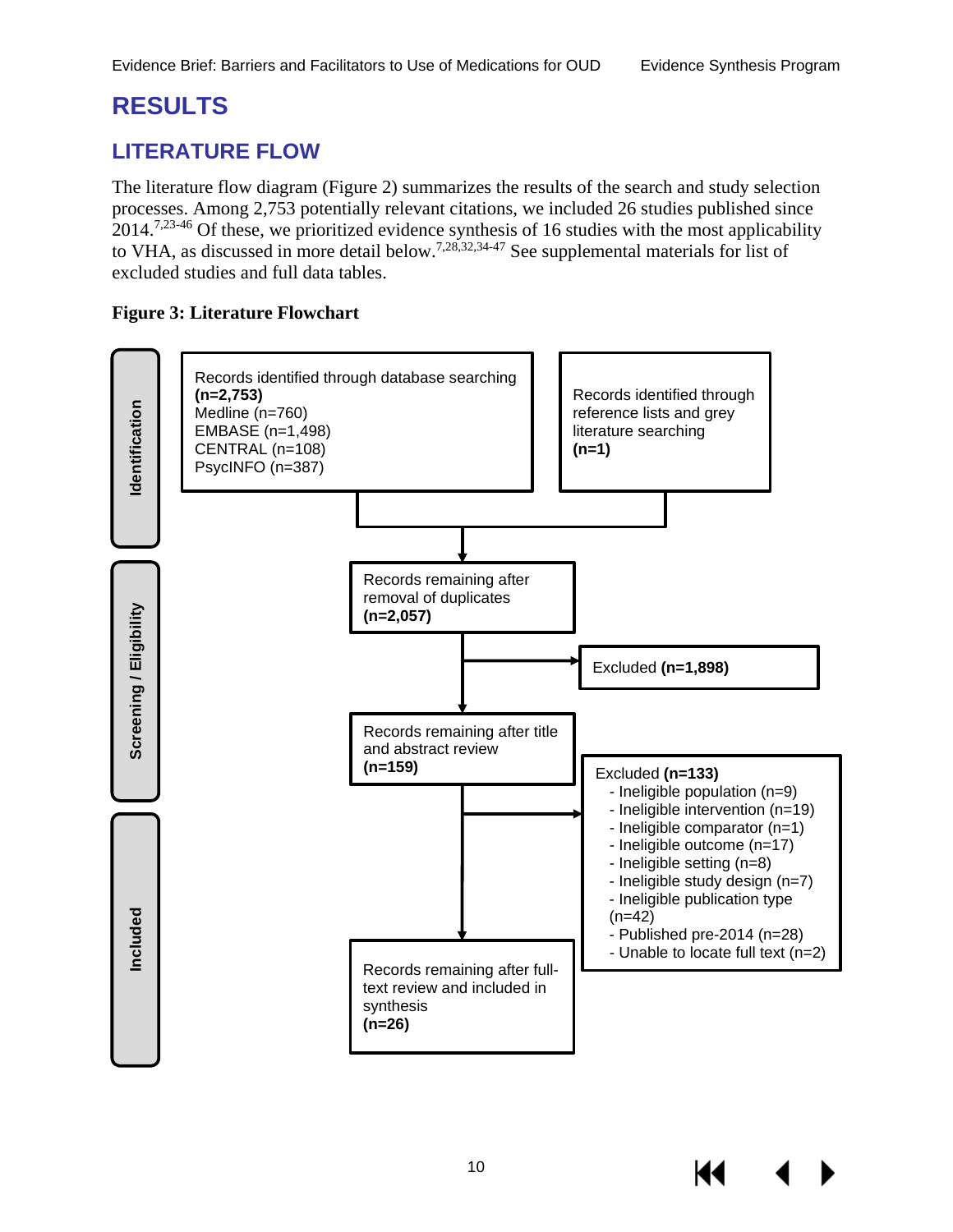# RESULTS

## LITERATURE FLOW

The literature flow diagram (Figure 2) summarizes the results of the search and study selection processes. Among 2,753 potentially relevant citations, we included 26 studies published since 2014.[7,23-46] Of these, we prioritized evidence synthesis of 16 studies with the most applicability to VHA, as discussed in more detail below.[7,28,32,34-47] See supplemental materials for list of excluded studies and full data tables.

**Figure 3: Literature Flowchart**

**Identification**

Records identified through database searching **(n=2,753)**
Medline (n=760)
EMBASE (n=1,498)
CENTRAL (n=108)
PsycINFO (n=387)

Records identified through reference lists and grey literature searching **(n=1)**

**Screening / Eligibility**

Records remaining after removal of duplicates **(n=2,057)**

Excluded **(n=1,898)**

Records remaining after title and abstract review **(n=159)**

Excluded **(n=133)**
- Ineligible population (n=9)
- Ineligible intervention (n=19)
- Ineligible comparator (n=1)
- Ineligible outcome (n=17)
- Ineligible setting (n=8)
- Ineligible study design (n=7)
- Ineligible publication type (n=42)
- Published pre-2014 (n=28)
- Unable to locate full text (n=2)

**Included**

Records remaining after full-text review and included in synthesis **(n=26)**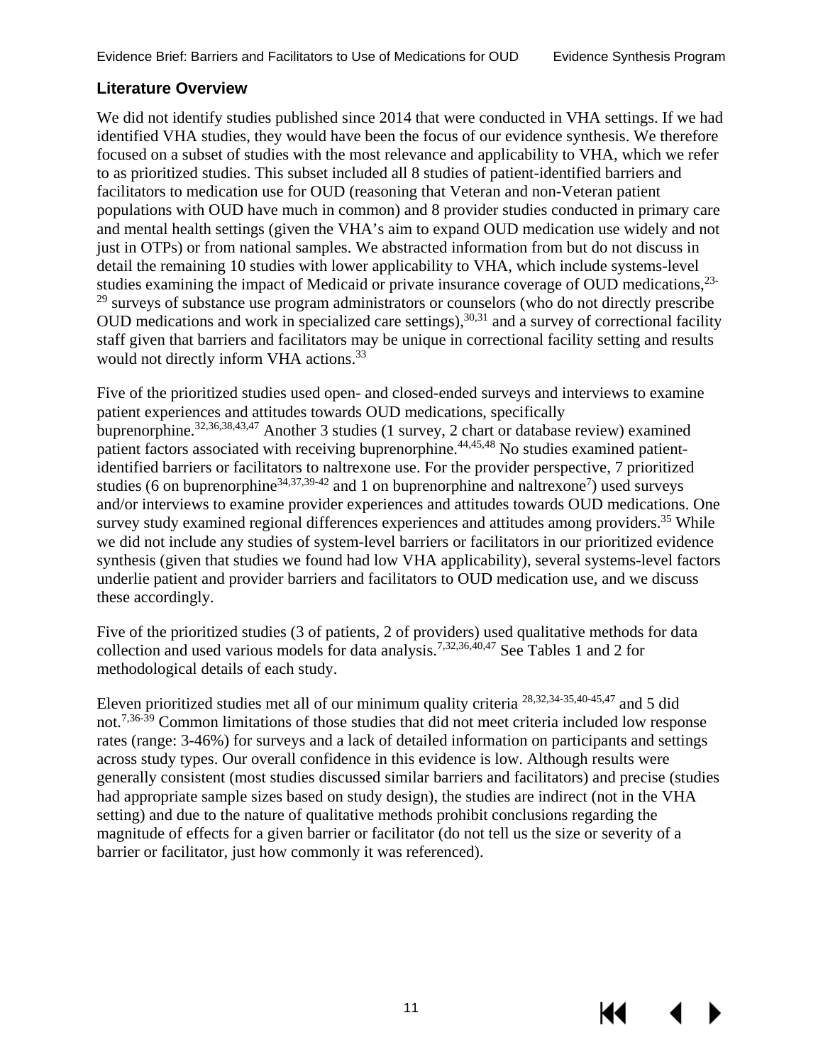## Literature Overview

We did not identify studies published since 2014 that were conducted in VHA settings. If we had identified VHA studies, they would have been the focus of our evidence synthesis. We therefore focused on a subset of studies with the most relevance and applicability to VHA, which we refer to as prioritized studies. This subset included all 8 studies of patient-identified barriers and facilitators to medication use for OUD (reasoning that Veteran and non-Veteran patient populations with OUD have much in common) and 8 provider studies conducted in primary care and mental health settings (given the VHA's aim to expand OUD medication use widely and not just in OTPs) or from national samples. We abstracted information from but do not discuss in detail the remaining 10 studies with lower applicability to VHA, which include systems-level studies examining the impact of Medicaid or private insurance coverage of OUD medications,[23-29] surveys of substance use program administrators or counselors (who do not directly prescribe OUD medications and work in specialized care settings),[30,31] and a survey of correctional facility staff given that barriers and facilitators may be unique in correctional facility setting and results would not directly inform VHA actions.[33]

Five of the prioritized studies used open- and closed-ended surveys and interviews to examine patient experiences and attitudes towards OUD medications, specifically buprenorphine.[32,36,38,43,47] Another 3 studies (1 survey, 2 chart or database review) examined patient factors associated with receiving buprenorphine.[44,45,48] No studies examined patient-identified barriers or facilitators to naltrexone use. For the provider perspective, 7 prioritized studies (6 on buprenorphine[34,37,39-42] and 1 on buprenorphine and naltrexone[7]) used surveys and/or interviews to examine provider experiences and attitudes towards OUD medications. One survey study examined regional differences experiences and attitudes among providers.[35] While we did not include any studies of system-level barriers or facilitators in our prioritized evidence synthesis (given that studies we found had low VHA applicability), several systems-level factors underlie patient and provider barriers and facilitators to OUD medication use, and we discuss these accordingly.

Five of the prioritized studies (3 of patients, 2 of providers) used qualitative methods for data collection and used various models for data analysis.[7,32,36,40,47] See Tables 1 and 2 for methodological details of each study.

Eleven prioritized studies met all of our minimum quality criteria [28,32,34-35,40-45,47] and 5 did not.[7,36-39] Common limitations of those studies that did not meet criteria included low response rates (range: 3-46%) for surveys and a lack of detailed information on participants and settings across study types. Our overall confidence in this evidence is low. Although results were generally consistent (most studies discussed similar barriers and facilitators) and precise (studies had appropriate sample sizes based on study design), the studies are indirect (not in the VHA setting) and due to the nature of qualitative methods prohibit conclusions regarding the magnitude of effects for a given barrier or facilitator (do not tell us the size or severity of a barrier or facilitator, just how commonly it was referenced).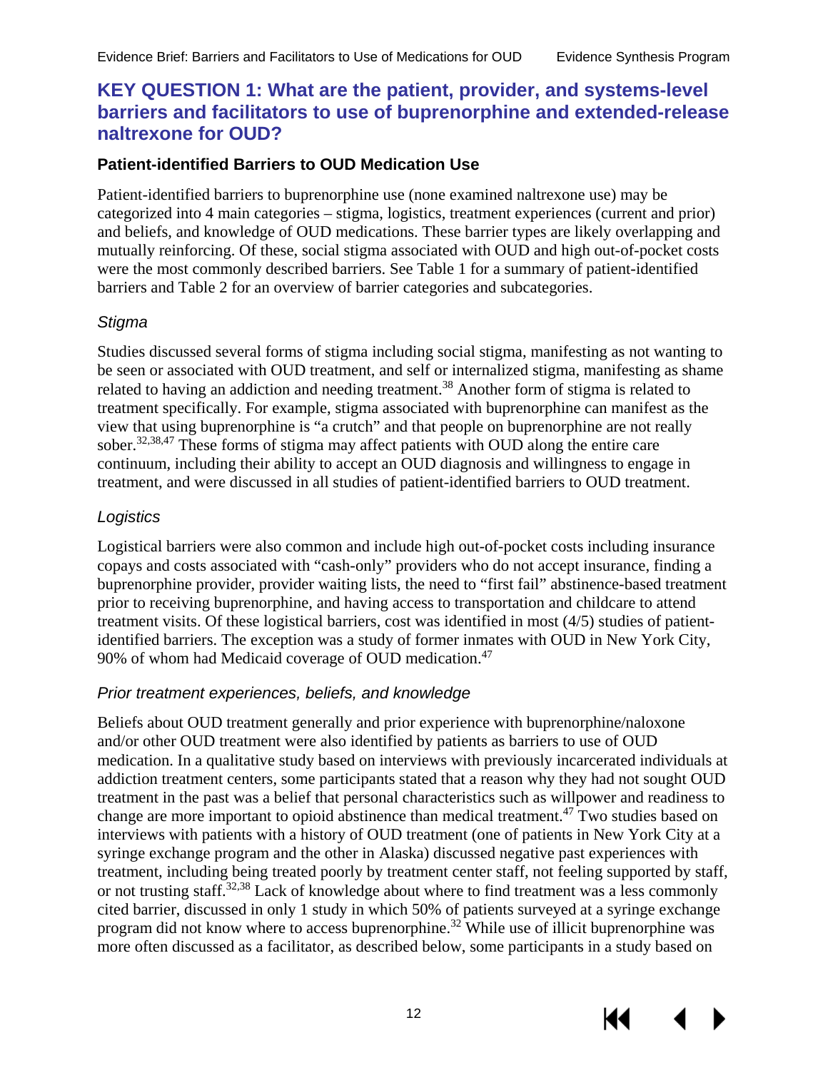## KEY QUESTION 1: What are the patient, provider, and systems-level barriers and facilitators to use of buprenorphine and extended-release naltrexone for OUD?

### Patient-identified Barriers to OUD Medication Use

Patient-identified barriers to buprenorphine use (none examined naltrexone use) may be categorized into 4 main categories – stigma, logistics, treatment experiences (current and prior) and beliefs, and knowledge of OUD medications. These barrier types are likely overlapping and mutually reinforcing. Of these, social stigma associated with OUD and high out-of-pocket costs were the most commonly described barriers. See Table 1 for a summary of patient-identified barriers and Table 2 for an overview of barrier categories and subcategories.

#### *Stigma*

Studies discussed several forms of stigma including social stigma, manifesting as not wanting to be seen or associated with OUD treatment, and self or internalized stigma, manifesting as shame related to having an addiction and needing treatment.[38] Another form of stigma is related to treatment specifically. For example, stigma associated with buprenorphine can manifest as the view that using buprenorphine is "a crutch" and that people on buprenorphine are not really sober.[32,38,47] These forms of stigma may affect patients with OUD along the entire care continuum, including their ability to accept an OUD diagnosis and willingness to engage in treatment, and were discussed in all studies of patient-identified barriers to OUD treatment.

#### *Logistics*

Logistical barriers were also common and include high out-of-pocket costs including insurance copays and costs associated with "cash-only" providers who do not accept insurance, finding a buprenorphine provider, provider waiting lists, the need to "first fail" abstinence-based treatment prior to receiving buprenorphine, and having access to transportation and childcare to attend treatment visits. Of these logistical barriers, cost was identified in most (4/5) studies of patient-identified barriers. The exception was a study of former inmates with OUD in New York City, 90% of whom had Medicaid coverage of OUD medication.[47]

#### *Prior treatment experiences, beliefs, and knowledge*

Beliefs about OUD treatment generally and prior experience with buprenorphine/naloxone and/or other OUD treatment were also identified by patients as barriers to use of OUD medication. In a qualitative study based on interviews with previously incarcerated individuals at addiction treatment centers, some participants stated that a reason why they had not sought OUD treatment in the past was a belief that personal characteristics such as willpower and readiness to change are more important to opioid abstinence than medical treatment.[47] Two studies based on interviews with patients with a history of OUD treatment (one of patients in New York City at a syringe exchange program and the other in Alaska) discussed negative past experiences with treatment, including being treated poorly by treatment center staff, not feeling supported by staff, or not trusting staff.[32,38] Lack of knowledge about where to find treatment was a less commonly cited barrier, discussed in only 1 study in which 50% of patients surveyed at a syringe exchange program did not know where to access buprenorphine.[32] While use of illicit buprenorphine was more often discussed as a facilitator, as described below, some participants in a study based on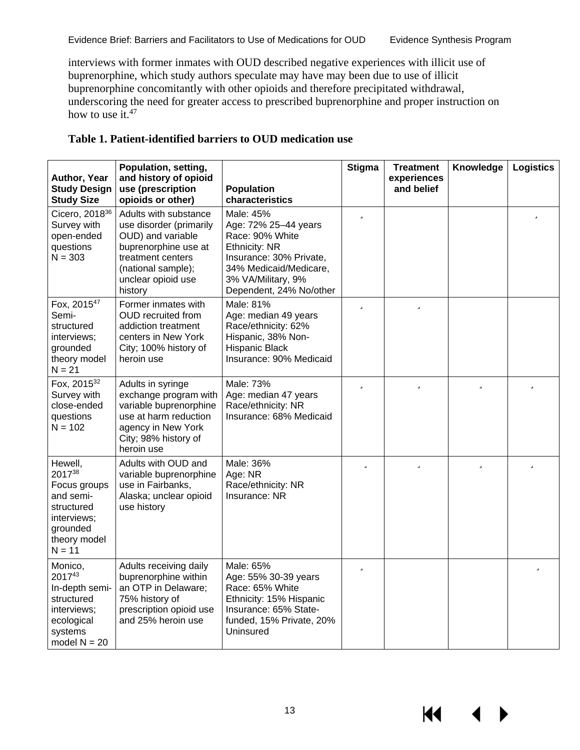interviews with former inmates with OUD described negative experiences with illicit use of buprenorphine, which study authors speculate may have may been due to use of illicit buprenorphine concomitantly with other opioids and therefore precipitated withdrawal, underscoring the need for greater access to prescribed buprenorphine and proper instruction on how to use it.[47]

**Table 1. Patient-identified barriers to OUD medication use**

| Author, Year Study Design Study Size | Population, setting, and history of opioid use (prescription opioids or other) | Population characteristics | Stigma | Treatment experiences and belief | Knowledge | Logistics |
|---|---|---|---|---|---|---|
| Cicero, 2018[36] Survey with open-ended questions N = 303 | Adults with substance use disorder (primarily OUD) and variable buprenorphine use at treatment centers (national sample); unclear opioid use history | Male: 45%<br>Age: 72% 25–44 years<br>Race: 90% White<br>Ethnicity: NR<br>Insurance: 30% Private, 34% Medicaid/Medicare, 3% VA/Military, 9% Dependent, 24% No/other | ✓ | | | ✓ |
| Fox, 2015[47] Semi-structured interviews; grounded theory model N = 21 | Former inmates with OUD recruited from addiction treatment centers in New York City; 100% history of heroin use | Male: 81%<br>Age: median 49 years<br>Race/ethnicity: 62% Hispanic, 38% Non-Hispanic Black<br>Insurance: 90% Medicaid | ✓ | ✓ | | |
| Fox, 2015[32] Survey with close-ended questions N = 102 | Adults in syringe exchange program with variable buprenorphine use at harm reduction agency in New York City; 98% history of heroin use | Male: 73%<br>Age: median 47 years<br>Race/ethnicity: NR<br>Insurance: 68% Medicaid | ✓ | ✓ | ✓ | ✓ |
| Hewell, 2017[38] Focus groups and semi-structured interviews; grounded theory model N = 11 | Adults with OUD and variable buprenorphine use in Fairbanks, Alaska; unclear opioid use history | Male: 36%<br>Age: NR<br>Race/ethnicity: NR<br>Insurance: NR | ✓ | ✓ | ✓ | ✓ |
| Monico, 2017[43] In-depth semi-structured interviews; ecological systems model N = 20 | Adults receiving daily buprenorphine within an OTP in Delaware; 75% history of prescription opioid use and 25% heroin use | Male: 65%<br>Age: 55% 30-39 years<br>Race: 65% White<br>Ethnicity: 15% Hispanic<br>Insurance: 65% State-funded, 15% Private, 20% Uninsured | ✓ | | | ✓ |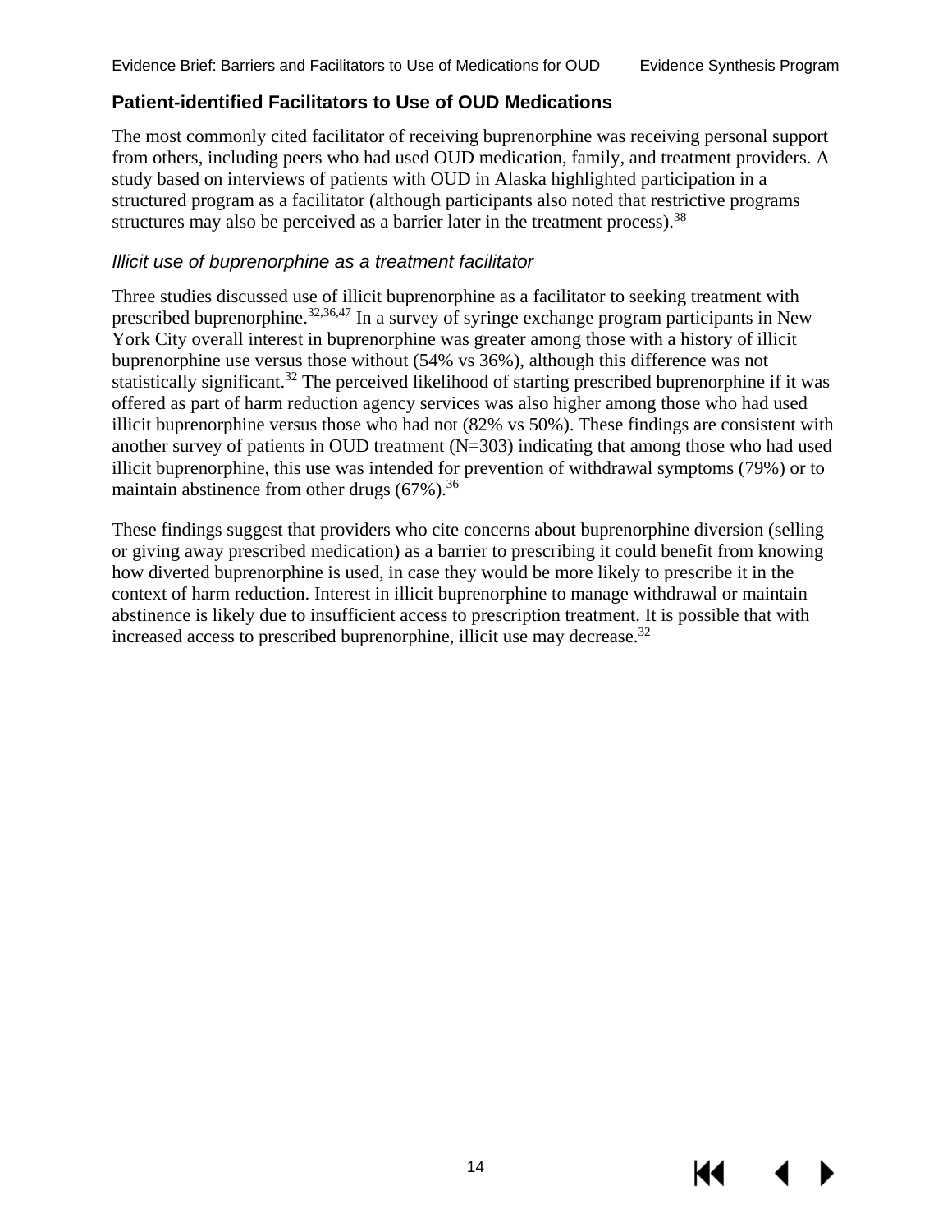## Patient-identified Facilitators to Use of OUD Medications

The most commonly cited facilitator of receiving buprenorphine was receiving personal support from others, including peers who had used OUD medication, family, and treatment providers. A study based on interviews of patients with OUD in Alaska highlighted participation in a structured program as a facilitator (although participants also noted that restrictive programs structures may also be perceived as a barrier later in the treatment process).[38]

### *Illicit use of buprenorphine as a treatment facilitator*

Three studies discussed use of illicit buprenorphine as a facilitator to seeking treatment with prescribed buprenorphine.[32,36,47] In a survey of syringe exchange program participants in New York City overall interest in buprenorphine was greater among those with a history of illicit buprenorphine use versus those without (54% vs 36%), although this difference was not statistically significant.[32] The perceived likelihood of starting prescribed buprenorphine if it was offered as part of harm reduction agency services was also higher among those who had used illicit buprenorphine versus those who had not (82% vs 50%). These findings are consistent with another survey of patients in OUD treatment (N=303) indicating that among those who had used illicit buprenorphine, this use was intended for prevention of withdrawal symptoms (79%) or to maintain abstinence from other drugs (67%).[36]

These findings suggest that providers who cite concerns about buprenorphine diversion (selling or giving away prescribed medication) as a barrier to prescribing it could benefit from knowing how diverted buprenorphine is used, in case they would be more likely to prescribe it in the context of harm reduction. Interest in illicit buprenorphine to manage withdrawal or maintain abstinence is likely due to insufficient access to prescription treatment. It is possible that with increased access to prescribed buprenorphine, illicit use may decrease.[32]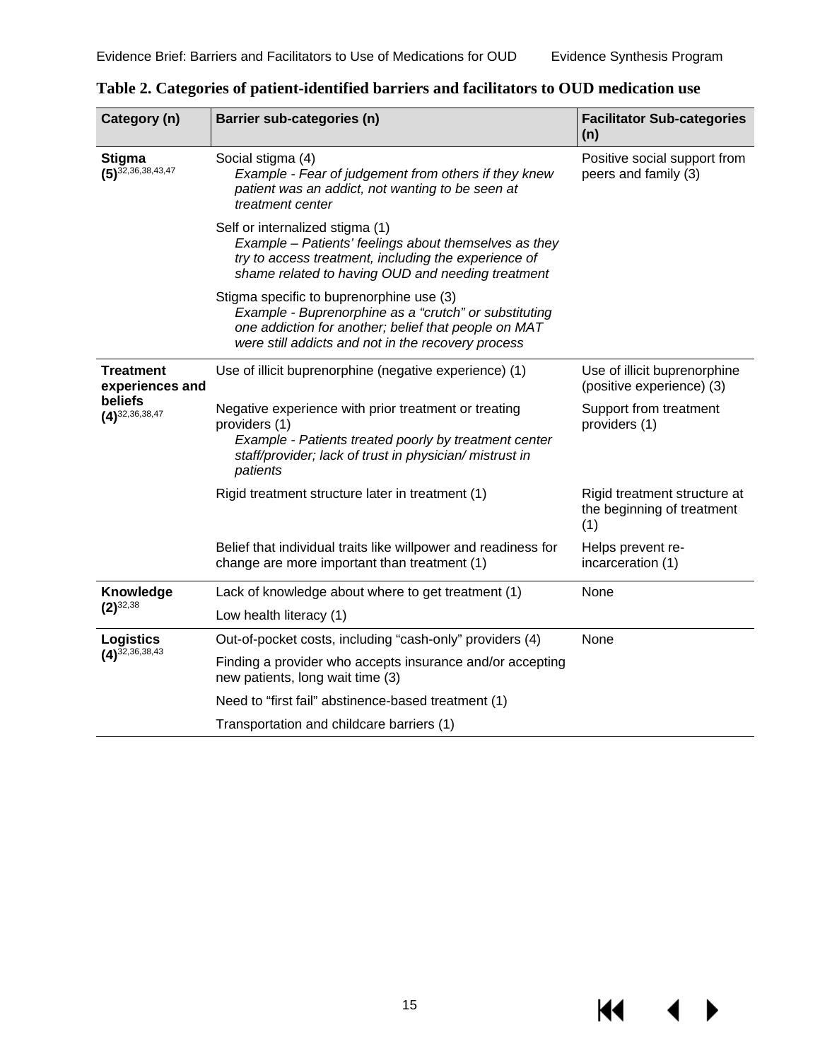**Table 2. Categories of patient-identified barriers and facilitators to OUD medication use**

| Category (n) | Barrier sub-categories (n) | Facilitator Sub-categories (n) |
|---|---|---|
| **Stigma (5)**[32,36,38,43,47] | Social stigma (4) *Example - Fear of judgement from others if they knew patient was an addict, not wanting to be seen at treatment center* | Positive social support from peers and family (3) |
| | Self or internalized stigma (1) *Example – Patients' feelings about themselves as they try to access treatment, including the experience of shame related to having OUD and needing treatment* | |
| | Stigma specific to buprenorphine use (3) *Example - Buprenorphine as a "crutch" or substituting one addiction for another; belief that people on MAT were still addicts and not in the recovery process* | |
| **Treatment experiences and beliefs (4)**[32,36,38,47] | Use of illicit buprenorphine (negative experience) (1) | Use of illicit buprenorphine (positive experience) (3) |
| | Negative experience with prior treatment or treating providers (1) *Example - Patients treated poorly by treatment center staff/provider; lack of trust in physician/ mistrust in patients* | Support from treatment providers (1) |
| | Rigid treatment structure later in treatment (1) | Rigid treatment structure at the beginning of treatment (1) |
| | Belief that individual traits like willpower and readiness for change are more important than treatment (1) | Helps prevent re-incarceration (1) |
| **Knowledge (2)**[32,38] | Lack of knowledge about where to get treatment (1) | None |
| | Low health literacy (1) | |
| **Logistics (4)**[32,36,38,43] | Out-of-pocket costs, including "cash-only" providers (4) | None |
| | Finding a provider who accepts insurance and/or accepting new patients, long wait time (3) | |
| | Need to "first fail" abstinence-based treatment (1) | |
| | Transportation and childcare barriers (1) | |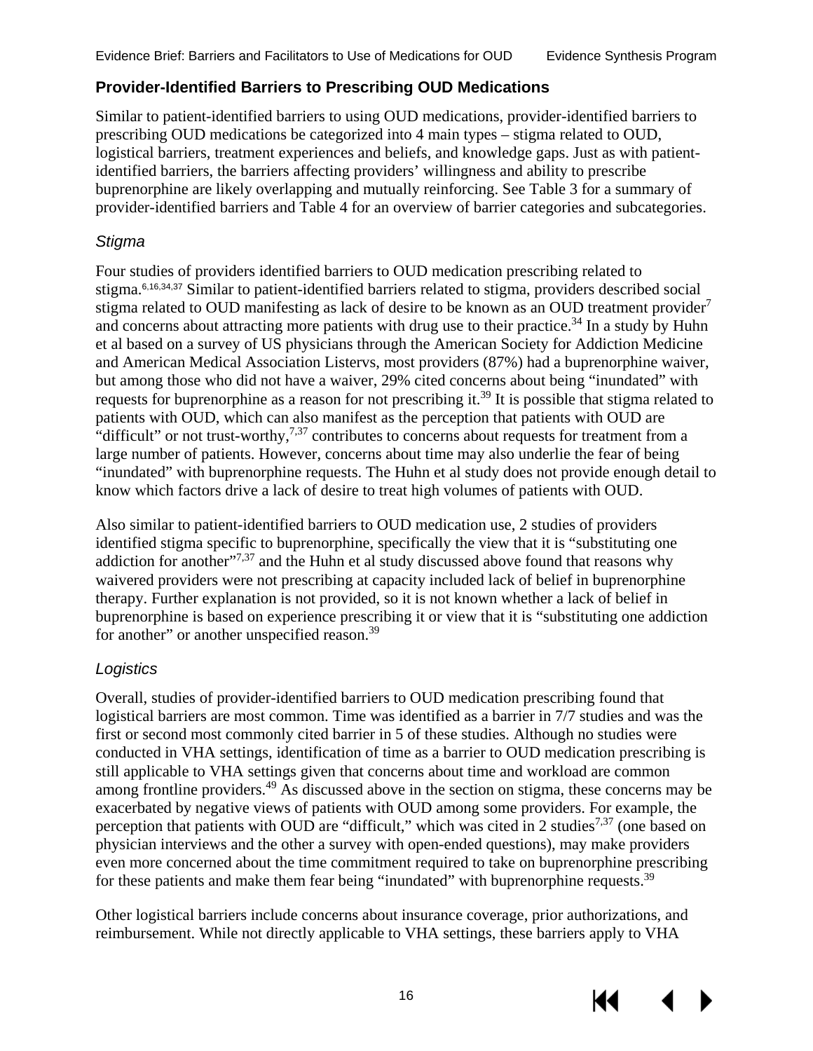### Provider-Identified Barriers to Prescribing OUD Medications

Similar to patient-identified barriers to using OUD medications, provider-identified barriers to prescribing OUD medications be categorized into 4 main types – stigma related to OUD, logistical barriers, treatment experiences and beliefs, and knowledge gaps. Just as with patient-identified barriers, the barriers affecting providers' willingness and ability to prescribe buprenorphine are likely overlapping and mutually reinforcing. See Table 3 for a summary of provider-identified barriers and Table 4 for an overview of barrier categories and subcategories.

#### *Stigma*

Four studies of providers identified barriers to OUD medication prescribing related to stigma.[6,16,34,37] Similar to patient-identified barriers related to stigma, providers described social stigma related to OUD manifesting as lack of desire to be known as an OUD treatment provider[7] and concerns about attracting more patients with drug use to their practice.[34] In a study by Huhn et al based on a survey of US physicians through the American Society for Addiction Medicine and American Medical Association Listervs, most providers (87%) had a buprenorphine waiver, but among those who did not have a waiver, 29% cited concerns about being "inundated" with requests for buprenorphine as a reason for not prescribing it.[39] It is possible that stigma related to patients with OUD, which can also manifest as the perception that patients with OUD are "difficult" or not trust-worthy,[7,37] contributes to concerns about requests for treatment from a large number of patients. However, concerns about time may also underlie the fear of being "inundated" with buprenorphine requests. The Huhn et al study does not provide enough detail to know which factors drive a lack of desire to treat high volumes of patients with OUD.

Also similar to patient-identified barriers to OUD medication use, 2 studies of providers identified stigma specific to buprenorphine, specifically the view that it is "substituting one addiction for another"[7,37] and the Huhn et al study discussed above found that reasons why waivered providers were not prescribing at capacity included lack of belief in buprenorphine therapy. Further explanation is not provided, so it is not known whether a lack of belief in buprenorphine is based on experience prescribing it or view that it is "substituting one addiction for another" or another unspecified reason.[39]

#### *Logistics*

Overall, studies of provider-identified barriers to OUD medication prescribing found that logistical barriers are most common. Time was identified as a barrier in 7/7 studies and was the first or second most commonly cited barrier in 5 of these studies. Although no studies were conducted in VHA settings, identification of time as a barrier to OUD medication prescribing is still applicable to VHA settings given that concerns about time and workload are common among frontline providers.[49] As discussed above in the section on stigma, these concerns may be exacerbated by negative views of patients with OUD among some providers. For example, the perception that patients with OUD are "difficult," which was cited in 2 studies[7,37] (one based on physician interviews and the other a survey with open-ended questions), may make providers even more concerned about the time commitment required to take on buprenorphine prescribing for these patients and make them fear being "inundated" with buprenorphine requests.[39]

Other logistical barriers include concerns about insurance coverage, prior authorizations, and reimbursement. While not directly applicable to VHA settings, these barriers apply to VHA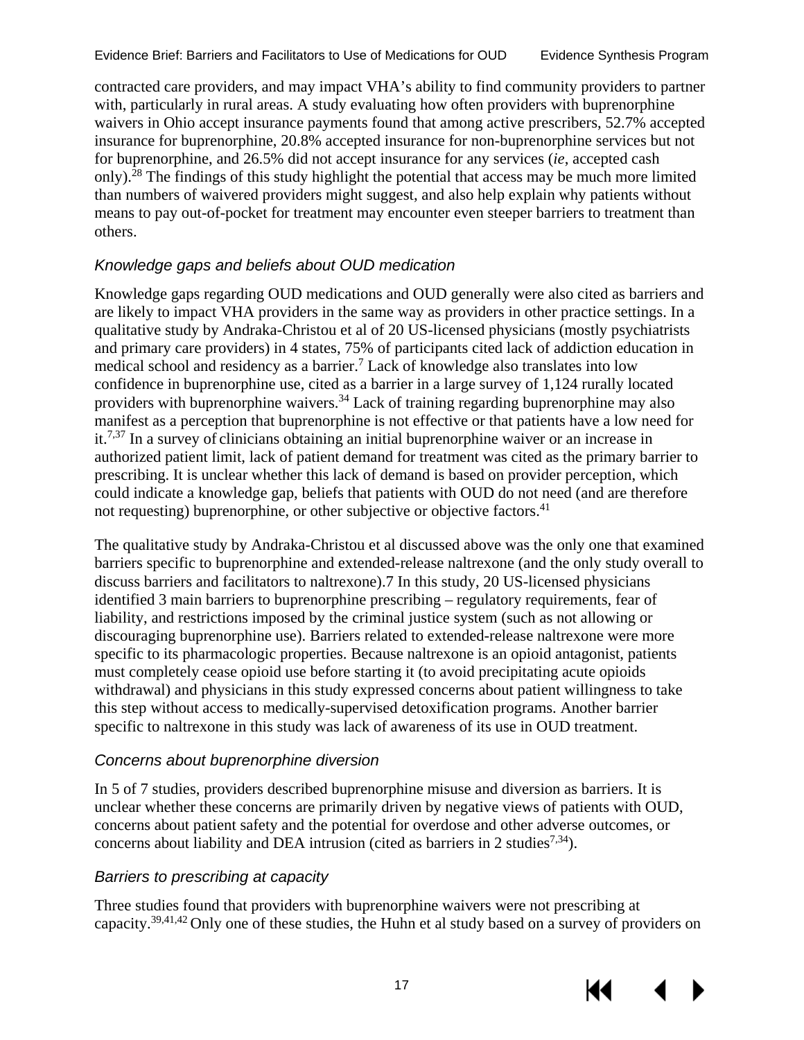contracted care providers, and may impact VHA's ability to find community providers to partner with, particularly in rural areas. A study evaluating how often providers with buprenorphine waivers in Ohio accept insurance payments found that among active prescribers, 52.7% accepted insurance for buprenorphine, 20.8% accepted insurance for non-buprenorphine services but not for buprenorphine, and 26.5% did not accept insurance for any services (*ie*, accepted cash only).[28] The findings of this study highlight the potential that access may be much more limited than numbers of waivered providers might suggest, and also help explain why patients without means to pay out-of-pocket for treatment may encounter even steeper barriers to treatment than others.

### *Knowledge gaps and beliefs about OUD medication*

Knowledge gaps regarding OUD medications and OUD generally were also cited as barriers and are likely to impact VHA providers in the same way as providers in other practice settings. In a qualitative study by Andraka-Christou et al of 20 US-licensed physicians (mostly psychiatrists and primary care providers) in 4 states, 75% of participants cited lack of addiction education in medical school and residency as a barrier.[7] Lack of knowledge also translates into low confidence in buprenorphine use, cited as a barrier in a large survey of 1,124 rurally located providers with buprenorphine waivers.[34] Lack of training regarding buprenorphine may also manifest as a perception that buprenorphine is not effective or that patients have a low need for it.[7,37] In a survey of clinicians obtaining an initial buprenorphine waiver or an increase in authorized patient limit, lack of patient demand for treatment was cited as the primary barrier to prescribing. It is unclear whether this lack of demand is based on provider perception, which could indicate a knowledge gap, beliefs that patients with OUD do not need (and are therefore not requesting) buprenorphine, or other subjective or objective factors.[41]

The qualitative study by Andraka-Christou et al discussed above was the only one that examined barriers specific to buprenorphine and extended-release naltrexone (and the only study overall to discuss barriers and facilitators to naltrexone).7 In this study, 20 US-licensed physicians identified 3 main barriers to buprenorphine prescribing – regulatory requirements, fear of liability, and restrictions imposed by the criminal justice system (such as not allowing or discouraging buprenorphine use). Barriers related to extended-release naltrexone were more specific to its pharmacologic properties. Because naltrexone is an opioid antagonist, patients must completely cease opioid use before starting it (to avoid precipitating acute opioids withdrawal) and physicians in this study expressed concerns about patient willingness to take this step without access to medically-supervised detoxification programs. Another barrier specific to naltrexone in this study was lack of awareness of its use in OUD treatment.

### *Concerns about buprenorphine diversion*

In 5 of 7 studies, providers described buprenorphine misuse and diversion as barriers. It is unclear whether these concerns are primarily driven by negative views of patients with OUD, concerns about patient safety and the potential for overdose and other adverse outcomes, or concerns about liability and DEA intrusion (cited as barriers in 2 studies[7,34]).

### *Barriers to prescribing at capacity*

Three studies found that providers with buprenorphine waivers were not prescribing at capacity.[39,41,42] Only one of these studies, the Huhn et al study based on a survey of providers on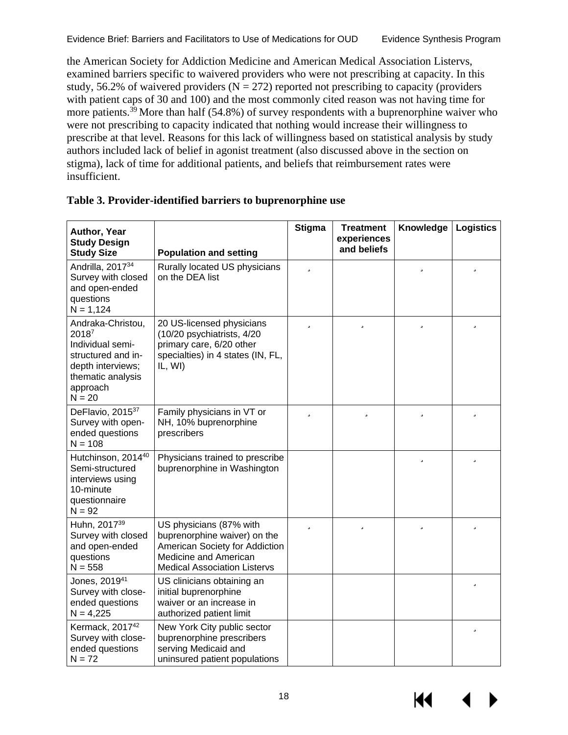the American Society for Addiction Medicine and American Medical Association Listervs, examined barriers specific to waivered providers who were not prescribing at capacity. In this study, 56.2% of waivered providers (N = 272) reported not prescribing to capacity (providers with patient caps of 30 and 100) and the most commonly cited reason was not having time for more patients.[39] More than half (54.8%) of survey respondents with a buprenorphine waiver who were not prescribing to capacity indicated that nothing would increase their willingness to prescribe at that level. Reasons for this lack of willingness based on statistical analysis by study authors included lack of belief in agonist treatment (also discussed above in the section on stigma), lack of time for additional patients, and beliefs that reimbursement rates were insufficient.

**Table 3. Provider-identified barriers to buprenorphine use**

| Author, Year<br>Study Design<br>Study Size | Population and setting | Stigma | Treatment experiences and beliefs | Knowledge | Logistics |
|---|---|---|---|---|---|
| Andrilla, 2017[34]<br>Survey with closed and open-ended questions<br>N = 1,124 | Rurally located US physicians on the DEA list | ✓ | | ✓ | ✓ |
| Andraka-Christou, 2018[7]<br>Individual semi-structured and in-depth interviews; thematic analysis approach<br>N = 20 | 20 US-licensed physicians (10/20 psychiatrists, 4/20 primary care, 6/20 other specialties) in 4 states (IN, FL, IL, WI) | ✓ | ✓ | ✓ | ✓ |
| DeFlavio, 2015[37]<br>Survey with open-ended questions<br>N = 108 | Family physicians in VT or NH, 10% buprenorphine prescribers | ✓ | ✓ | ✓ | ✓ |
| Hutchinson, 2014[40]<br>Semi-structured interviews using 10-minute questionnaire<br>N = 92 | Physicians trained to prescribe buprenorphine in Washington | | | ✓ | ✓ |
| Huhn, 2017[39]<br>Survey with closed and open-ended questions<br>N = 558 | US physicians (87% with buprenorphine waiver) on the American Society for Addiction Medicine and American Medical Association Listervs | ✓ | ✓ | ✓ | ✓ |
| Jones, 2019[41]<br>Survey with close-ended questions<br>N = 4,225 | US clinicians obtaining an initial buprenorphine waiver or an increase in authorized patient limit | | | | ✓ |
| Kermack, 2017[42]<br>Survey with close-ended questions<br>N = 72 | New York City public sector buprenorphine prescribers serving Medicaid and uninsured patient populations | | | | ✓ |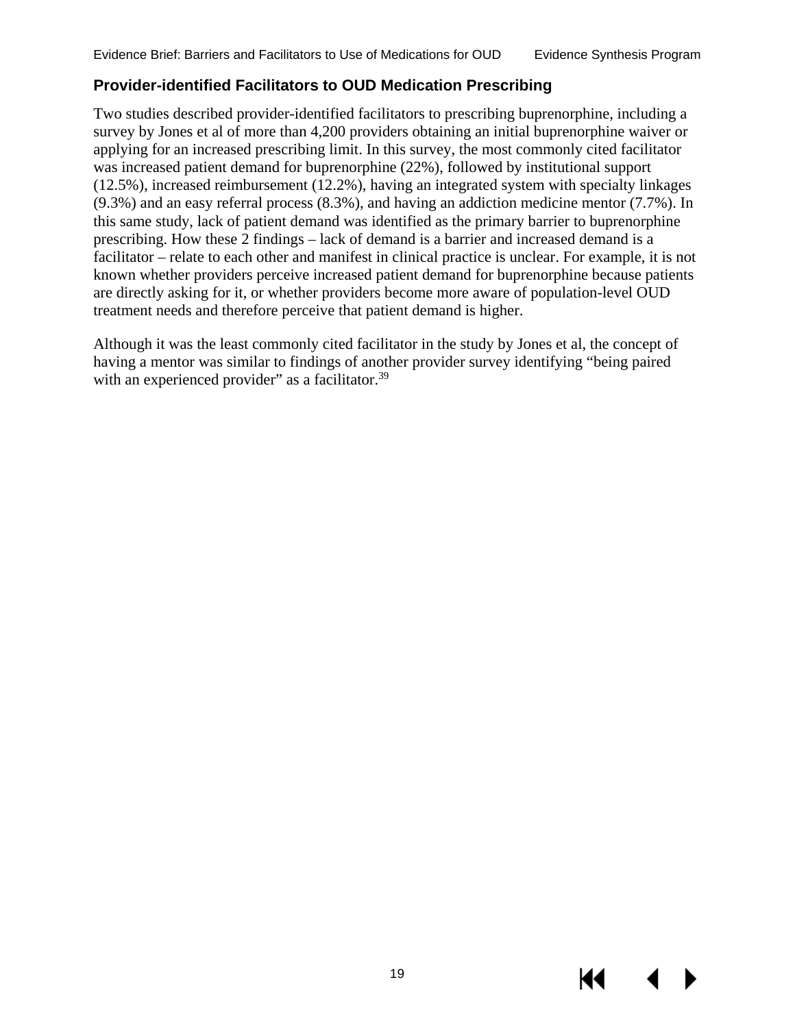### Provider-identified Facilitators to OUD Medication Prescribing

Two studies described provider-identified facilitators to prescribing buprenorphine, including a survey by Jones et al of more than 4,200 providers obtaining an initial buprenorphine waiver or applying for an increased prescribing limit. In this survey, the most commonly cited facilitator was increased patient demand for buprenorphine (22%), followed by institutional support (12.5%), increased reimbursement (12.2%), having an integrated system with specialty linkages (9.3%) and an easy referral process (8.3%), and having an addiction medicine mentor (7.7%). In this same study, lack of patient demand was identified as the primary barrier to buprenorphine prescribing. How these 2 findings – lack of demand is a barrier and increased demand is a facilitator – relate to each other and manifest in clinical practice is unclear. For example, it is not known whether providers perceive increased patient demand for buprenorphine because patients are directly asking for it, or whether providers become more aware of population-level OUD treatment needs and therefore perceive that patient demand is higher.

Although it was the least commonly cited facilitator in the study by Jones et al, the concept of having a mentor was similar to findings of another provider survey identifying "being paired with an experienced provider" as a facilitator.[39]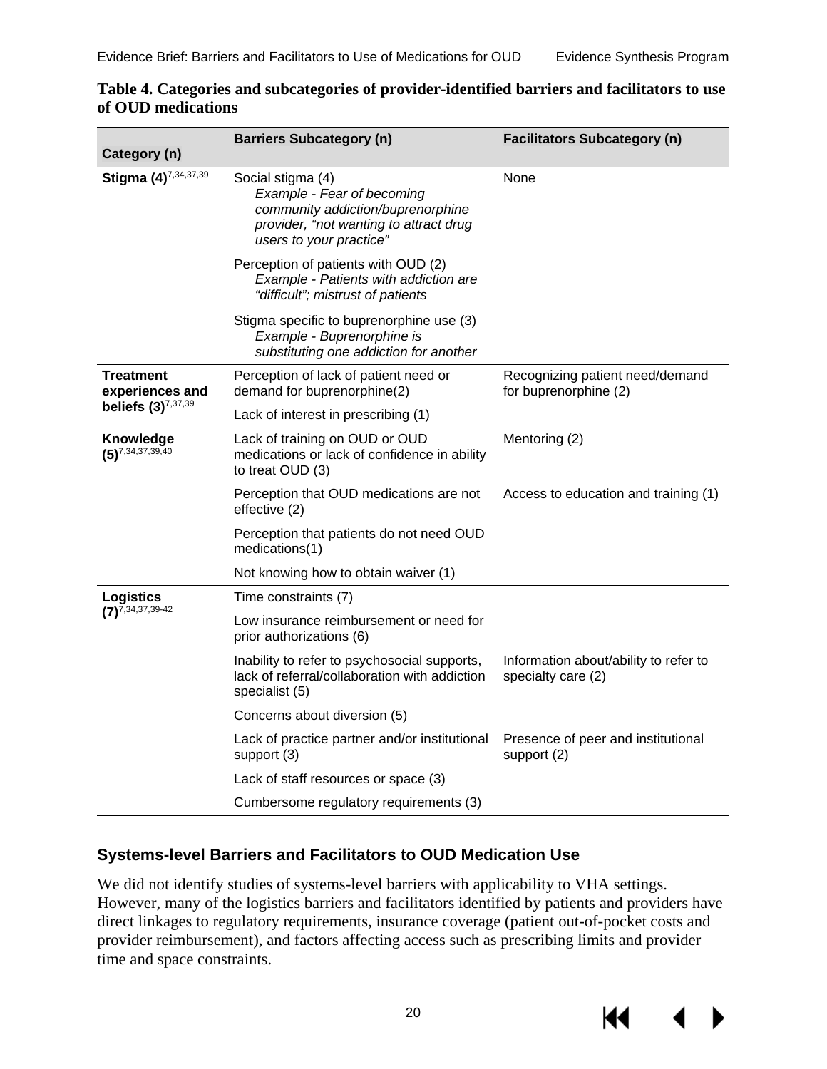**Table 4. Categories and subcategories of provider-identified barriers and facilitators to use of OUD medications**

| Category (n) | Barriers Subcategory (n) | Facilitators Subcategory (n) |
|---|---|---|
| **Stigma (4)**[7,34,37,39] | Social stigma (4)<br>*Example - Fear of becoming community addiction/buprenorphine provider, "not wanting to attract drug users to your practice"* | None |
| | Perception of patients with OUD (2)<br>*Example - Patients with addiction are "difficult"; mistrust of patients* | |
| | Stigma specific to buprenorphine use (3)<br>*Example - Buprenorphine is substituting one addiction for another* | |
| **Treatment experiences and beliefs (3)**[7,37,39] | Perception of lack of patient need or demand for buprenorphine(2) | Recognizing patient need/demand for buprenorphine (2) |
| | Lack of interest in prescribing (1) | |
| **Knowledge (5)**[7,34,37,39,40] | Lack of training on OUD or OUD medications or lack of confidence in ability to treat OUD (3) | Mentoring (2) |
| | Perception that OUD medications are not effective (2) | Access to education and training (1) |
| | Perception that patients do not need OUD medications(1) | |
| | Not knowing how to obtain waiver (1) | |
| **Logistics (7)**[7,34,37,39-42] | Time constraints (7) | |
| | Low insurance reimbursement or need for prior authorizations (6) | |
| | Inability to refer to psychosocial supports, lack of referral/collaboration with addiction specialist (5) | Information about/ability to refer to specialty care (2) |
| | Concerns about diversion (5) | |
| | Lack of practice partner and/or institutional support (3) | Presence of peer and institutional support (2) |
| | Lack of staff resources or space (3) | |
| | Cumbersome regulatory requirements (3) | |

## Systems-level Barriers and Facilitators to OUD Medication Use

We did not identify studies of systems-level barriers with applicability to VHA settings. However, many of the logistics barriers and facilitators identified by patients and providers have direct linkages to regulatory requirements, insurance coverage (patient out-of-pocket costs and provider reimbursement), and factors affecting access such as prescribing limits and provider time and space constraints.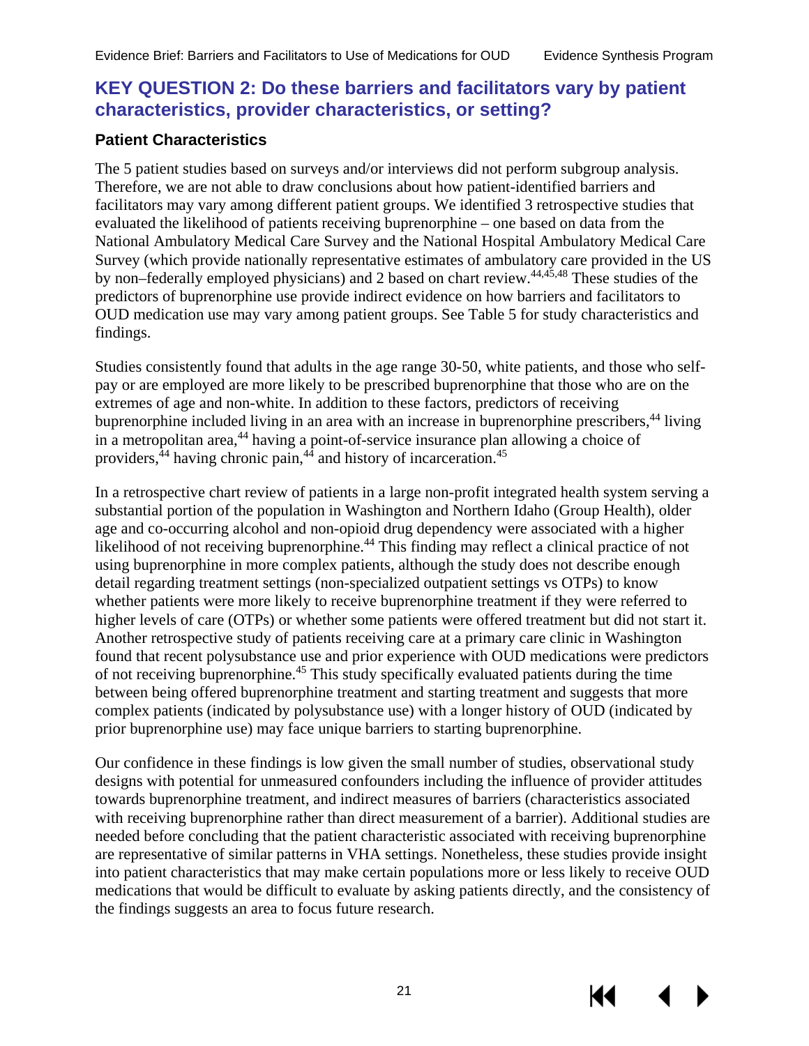## KEY QUESTION 2: Do these barriers and facilitators vary by patient characteristics, provider characteristics, or setting?

### Patient Characteristics

The 5 patient studies based on surveys and/or interviews did not perform subgroup analysis. Therefore, we are not able to draw conclusions about how patient-identified barriers and facilitators may vary among different patient groups. We identified 3 retrospective studies that evaluated the likelihood of patients receiving buprenorphine – one based on data from the National Ambulatory Medical Care Survey and the National Hospital Ambulatory Medical Care Survey (which provide nationally representative estimates of ambulatory care provided in the US by non–federally employed physicians) and 2 based on chart review.[44,45,48] These studies of the predictors of buprenorphine use provide indirect evidence on how barriers and facilitators to OUD medication use may vary among patient groups. See Table 5 for study characteristics and findings.

Studies consistently found that adults in the age range 30-50, white patients, and those who self-pay or are employed are more likely to be prescribed buprenorphine that those who are on the extremes of age and non-white. In addition to these factors, predictors of receiving buprenorphine included living in an area with an increase in buprenorphine prescribers,[44] living in a metropolitan area,[44] having a point-of-service insurance plan allowing a choice of providers,[44] having chronic pain,[44] and history of incarceration.[45]

In a retrospective chart review of patients in a large non-profit integrated health system serving a substantial portion of the population in Washington and Northern Idaho (Group Health), older age and co-occurring alcohol and non-opioid drug dependency were associated with a higher likelihood of not receiving buprenorphine.[44] This finding may reflect a clinical practice of not using buprenorphine in more complex patients, although the study does not describe enough detail regarding treatment settings (non-specialized outpatient settings vs OTPs) to know whether patients were more likely to receive buprenorphine treatment if they were referred to higher levels of care (OTPs) or whether some patients were offered treatment but did not start it. Another retrospective study of patients receiving care at a primary care clinic in Washington found that recent polysubstance use and prior experience with OUD medications were predictors of not receiving buprenorphine.[45] This study specifically evaluated patients during the time between being offered buprenorphine treatment and starting treatment and suggests that more complex patients (indicated by polysubstance use) with a longer history of OUD (indicated by prior buprenorphine use) may face unique barriers to starting buprenorphine.

Our confidence in these findings is low given the small number of studies, observational study designs with potential for unmeasured confounders including the influence of provider attitudes towards buprenorphine treatment, and indirect measures of barriers (characteristics associated with receiving buprenorphine rather than direct measurement of a barrier). Additional studies are needed before concluding that the patient characteristic associated with receiving buprenorphine are representative of similar patterns in VHA settings. Nonetheless, these studies provide insight into patient characteristics that may make certain populations more or less likely to receive OUD medications that would be difficult to evaluate by asking patients directly, and the consistency of the findings suggests an area to focus future research.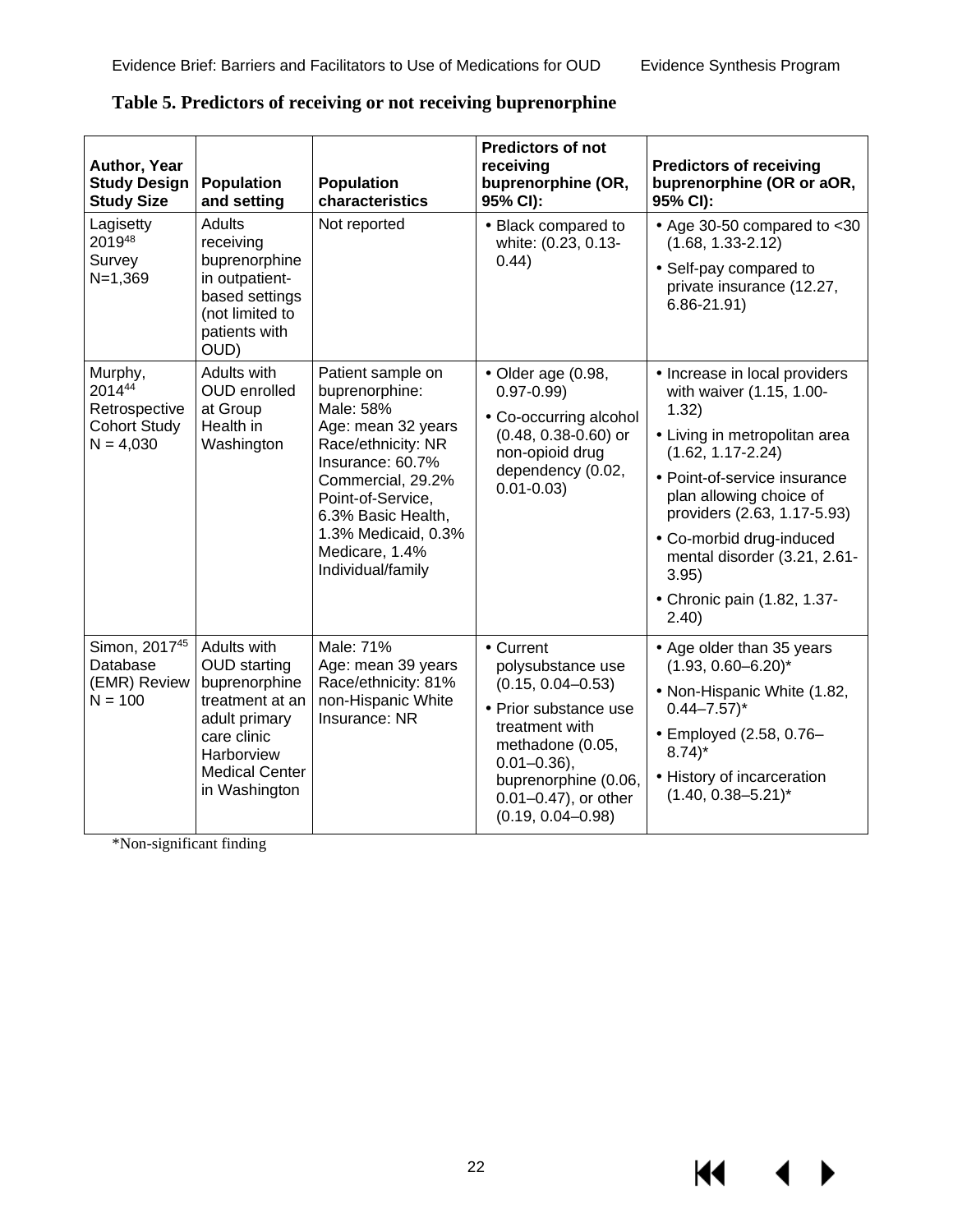**Table 5. Predictors of receiving or not receiving buprenorphine**

| Author, Year Study Design Study Size | Population and setting | Population characteristics | Predictors of not receiving buprenorphine (OR, 95% CI): | Predictors of receiving buprenorphine (OR or aOR, 95% CI): |
|---|---|---|---|---|
| Lagisetty 2019[48] Survey N=1,369 | Adults receiving buprenorphine in outpatient-based settings (not limited to patients with OUD) | Not reported | • Black compared to white: (0.23, 0.13-0.44) | • Age 30-50 compared to <30 (1.68, 1.33-2.12)<br>• Self-pay compared to private insurance (12.27, 6.86-21.91) |
| Murphy, 2014[44] Retrospective Cohort Study N = 4,030 | Adults with OUD enrolled at Group Health in Washington | Patient sample on buprenorphine:<br>Male: 58%<br>Age: mean 32 years<br>Race/ethnicity: NR<br>Insurance: 60.7% Commercial, 29.2% Point-of-Service, 6.3% Basic Health, 1.3% Medicaid, 0.3% Medicare, 1.4% Individual/family | • Older age (0.98, 0.97-0.99)<br>• Co-occurring alcohol (0.48, 0.38-0.60) or non-opioid drug dependency (0.02, 0.01-0.03) | • Increase in local providers with waiver (1.15, 1.00-1.32)<br>• Living in metropolitan area (1.62, 1.17-2.24)<br>• Point-of-service insurance plan allowing choice of providers (2.63, 1.17-5.93)<br>• Co-morbid drug-induced mental disorder (3.21, 2.61-3.95)<br>• Chronic pain (1.82, 1.37-2.40) |
| Simon, 2017[45] Database (EMR) Review N = 100 | Adults with OUD starting buprenorphine treatment at an adult primary care clinic Harborview Medical Center in Washington | Male: 71%<br>Age: mean 39 years<br>Race/ethnicity: 81% non-Hispanic White<br>Insurance: NR | • Current polysubstance use (0.15, 0.04–0.53)<br>• Prior substance use treatment with methadone (0.05, 0.01–0.36), buprenorphine (0.06, 0.01–0.47), or other (0.19, 0.04–0.98) | • Age older than 35 years (1.93, 0.60–6.20)*<br>• Non-Hispanic White (1.82, 0.44–7.57)*<br>• Employed (2.58, 0.76–8.74)*<br>• History of incarceration (1.40, 0.38–5.21)* |

*Non-significant finding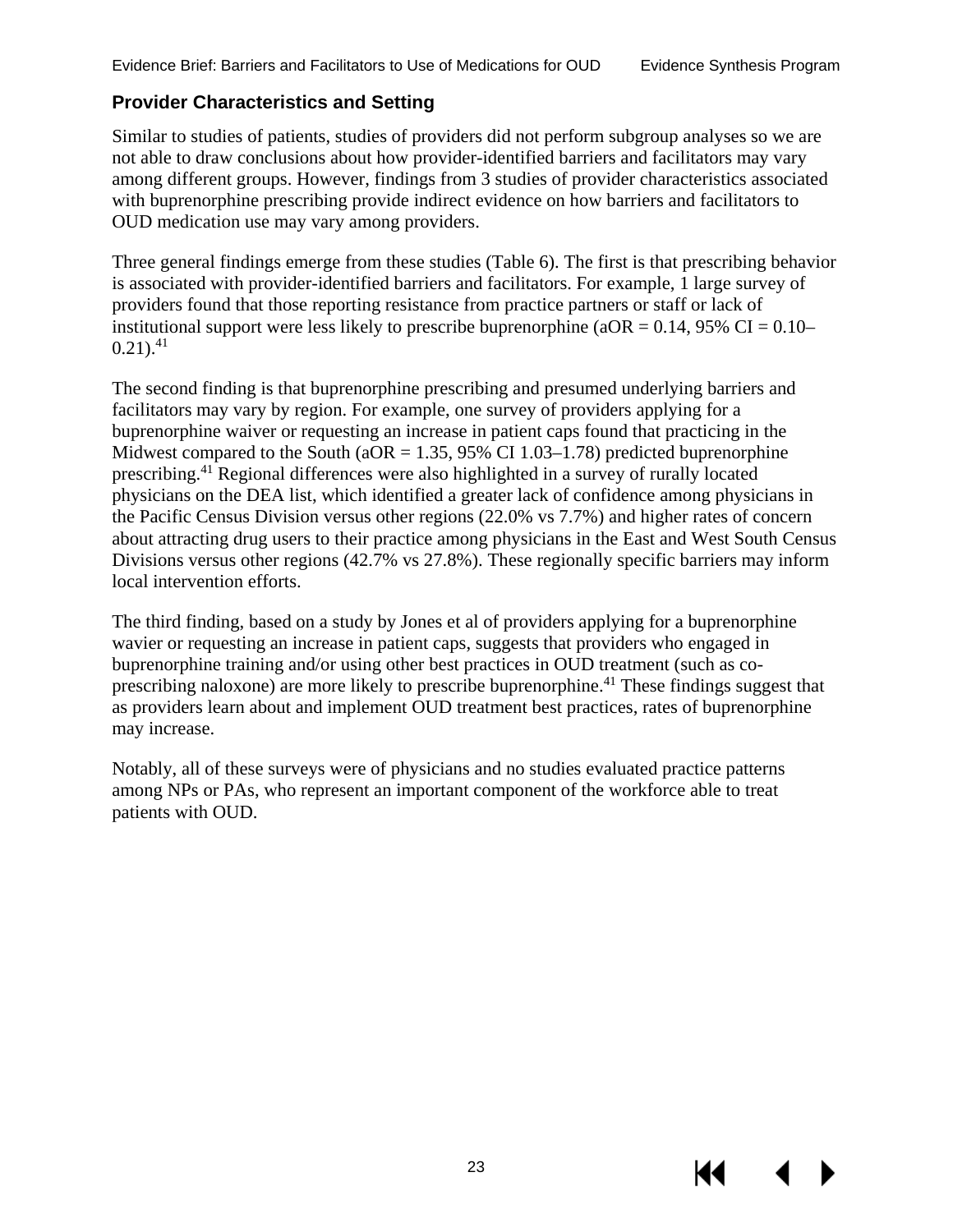### Provider Characteristics and Setting

Similar to studies of patients, studies of providers did not perform subgroup analyses so we are not able to draw conclusions about how provider-identified barriers and facilitators may vary among different groups. However, findings from 3 studies of provider characteristics associated with buprenorphine prescribing provide indirect evidence on how barriers and facilitators to OUD medication use may vary among providers.

Three general findings emerge from these studies (Table 6). The first is that prescribing behavior is associated with provider-identified barriers and facilitators. For example, 1 large survey of providers found that those reporting resistance from practice partners or staff or lack of institutional support were less likely to prescribe buprenorphine (aOR = 0.14, 95% CI = 0.10–0.21).[41]

The second finding is that buprenorphine prescribing and presumed underlying barriers and facilitators may vary by region. For example, one survey of providers applying for a buprenorphine waiver or requesting an increase in patient caps found that practicing in the Midwest compared to the South (aOR = 1.35, 95% CI 1.03–1.78) predicted buprenorphine prescribing.[41] Regional differences were also highlighted in a survey of rurally located physicians on the DEA list, which identified a greater lack of confidence among physicians in the Pacific Census Division versus other regions (22.0% vs 7.7%) and higher rates of concern about attracting drug users to their practice among physicians in the East and West South Census Divisions versus other regions (42.7% vs 27.8%). These regionally specific barriers may inform local intervention efforts.

The third finding, based on a study by Jones et al of providers applying for a buprenorphine wavier or requesting an increase in patient caps, suggests that providers who engaged in buprenorphine training and/or using other best practices in OUD treatment (such as co-prescribing naloxone) are more likely to prescribe buprenorphine.[41] These findings suggest that as providers learn about and implement OUD treatment best practices, rates of buprenorphine may increase.

Notably, all of these surveys were of physicians and no studies evaluated practice patterns among NPs or PAs, who represent an important component of the workforce able to treat patients with OUD.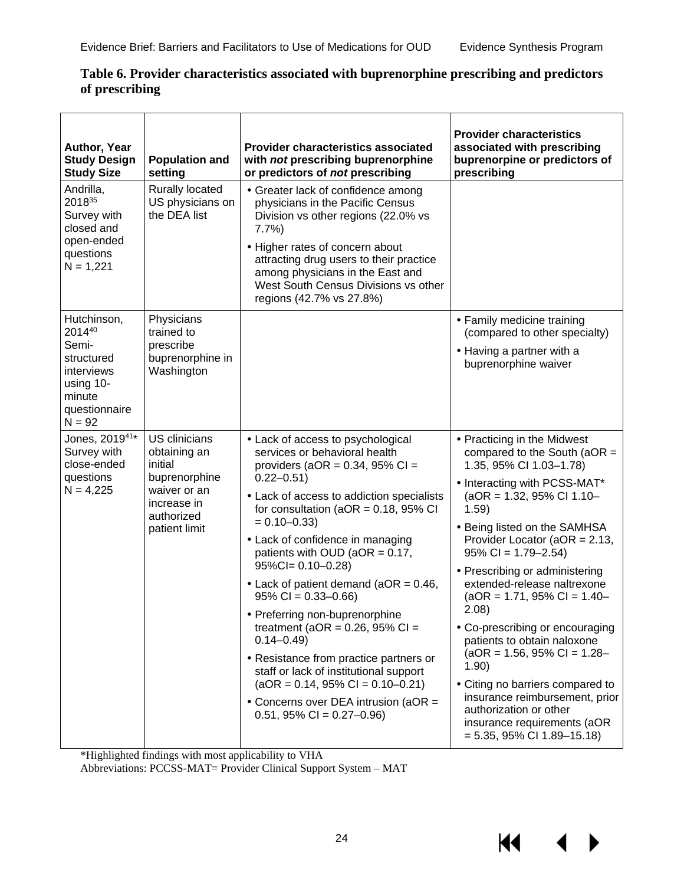**Table 6. Provider characteristics associated with buprenorphine prescribing and predictors of prescribing**

| Author, Year Study Design Study Size | Population and setting | Provider characteristics associated with *not* prescribing buprenorphine or predictors of *not* prescribing | Provider characteristics associated with prescribing buprenorpine or predictors of prescribing |
|---|---|---|---|
| Andrilla, 2018[35] Survey with closed and open-ended questions N = 1,221 | Rurally located US physicians on the DEA list | • Greater lack of confidence among physicians in the Pacific Census Division vs other regions (22.0% vs 7.7%)<br>• Higher rates of concern about attracting drug users to their practice among physicians in the East and West South Census Divisions vs other regions (42.7% vs 27.8%) | |
| Hutchinson, 2014[40] Semi-structured interviews using 10-minute questionnaire N = 92 | Physicians trained to prescribe buprenorphine in Washington | | • Family medicine training (compared to other specialty)<br>• Having a partner with a buprenorphine waiver |
| Jones, 2019[41]* Survey with close-ended questions N = 4,225 | US clinicians obtaining an initial buprenorphine waiver or an increase in authorized patient limit | • Lack of access to psychological services or behavioral health providers (aOR = 0.34, 95% CI = 0.22–0.51)<br>• Lack of access to addiction specialists for consultation (aOR = 0.18, 95% CI = 0.10–0.33)<br>• Lack of confidence in managing patients with OUD (aOR = 0.17, 95%CI= 0.10–0.28)<br>• Lack of patient demand (aOR = 0.46, 95% CI = 0.33–0.66)<br>• Preferring non-buprenorphine treatment (aOR = 0.26, 95% CI = 0.14–0.49)<br>• Resistance from practice partners or staff or lack of institutional support (aOR = 0.14, 95% CI = 0.10–0.21)<br>• Concerns over DEA intrusion (aOR = 0.51, 95% CI = 0.27–0.96) | • Practicing in the Midwest compared to the South (aOR = 1.35, 95% CI 1.03–1.78)<br>• Interacting with PCSS-MAT* (aOR = 1.32, 95% CI 1.10–1.59)<br>• Being listed on the SAMHSA Provider Locator (aOR = 2.13, 95% CI = 1.79–2.54)<br>• Prescribing or administering extended-release naltrexone (aOR = 1.71, 95% CI = 1.40–2.08)<br>• Co-prescribing or encouraging patients to obtain naloxone (aOR = 1.56, 95% CI = 1.28–1.90)<br>• Citing no barriers compared to insurance reimbursement, prior authorization or other insurance requirements (aOR = 5.35, 95% CI 1.89–15.18) |

*Highlighted findings with most applicability to VHA
Abbreviations: PCCSS-MAT= Provider Clinical Support System – MAT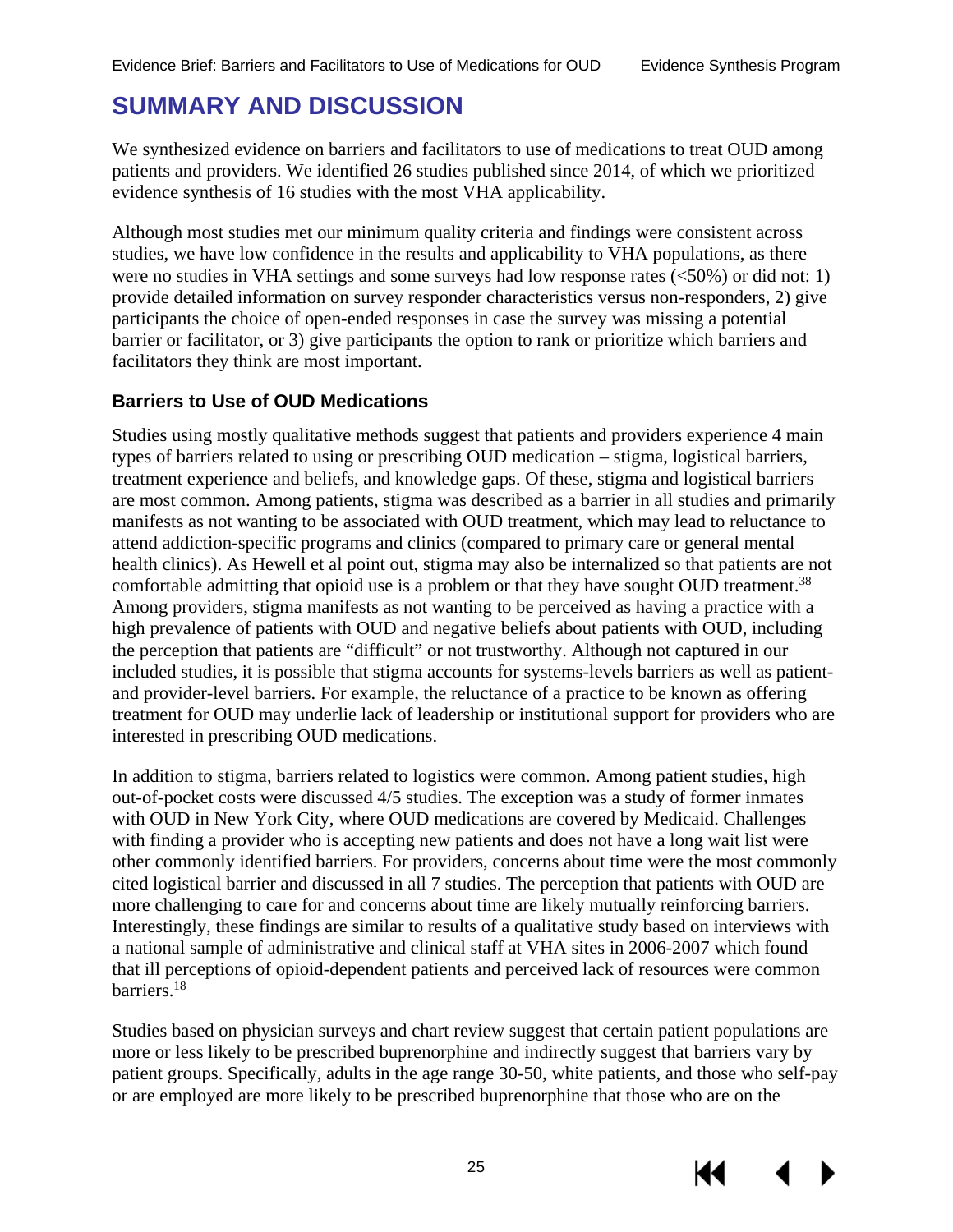# SUMMARY AND DISCUSSION

We synthesized evidence on barriers and facilitators to use of medications to treat OUD among patients and providers. We identified 26 studies published since 2014, of which we prioritized evidence synthesis of 16 studies with the most VHA applicability.

Although most studies met our minimum quality criteria and findings were consistent across studies, we have low confidence in the results and applicability to VHA populations, as there were no studies in VHA settings and some surveys had low response rates (<50%) or did not: 1) provide detailed information on survey responder characteristics versus non-responders, 2) give participants the choice of open-ended responses in case the survey was missing a potential barrier or facilitator, or 3) give participants the option to rank or prioritize which barriers and facilitators they think are most important.

### Barriers to Use of OUD Medications

Studies using mostly qualitative methods suggest that patients and providers experience 4 main types of barriers related to using or prescribing OUD medication – stigma, logistical barriers, treatment experience and beliefs, and knowledge gaps. Of these, stigma and logistical barriers are most common. Among patients, stigma was described as a barrier in all studies and primarily manifests as not wanting to be associated with OUD treatment, which may lead to reluctance to attend addiction-specific programs and clinics (compared to primary care or general mental health clinics). As Hewell et al point out, stigma may also be internalized so that patients are not comfortable admitting that opioid use is a problem or that they have sought OUD treatment.[38] Among providers, stigma manifests as not wanting to be perceived as having a practice with a high prevalence of patients with OUD and negative beliefs about patients with OUD, including the perception that patients are "difficult" or not trustworthy. Although not captured in our included studies, it is possible that stigma accounts for systems-levels barriers as well as patient- and provider-level barriers. For example, the reluctance of a practice to be known as offering treatment for OUD may underlie lack of leadership or institutional support for providers who are interested in prescribing OUD medications.

In addition to stigma, barriers related to logistics were common. Among patient studies, high out-of-pocket costs were discussed 4/5 studies. The exception was a study of former inmates with OUD in New York City, where OUD medications are covered by Medicaid. Challenges with finding a provider who is accepting new patients and does not have a long wait list were other commonly identified barriers. For providers, concerns about time were the most commonly cited logistical barrier and discussed in all 7 studies. The perception that patients with OUD are more challenging to care for and concerns about time are likely mutually reinforcing barriers. Interestingly, these findings are similar to results of a qualitative study based on interviews with a national sample of administrative and clinical staff at VHA sites in 2006-2007 which found that ill perceptions of opioid-dependent patients and perceived lack of resources were common barriers.[18]

Studies based on physician surveys and chart review suggest that certain patient populations are more or less likely to be prescribed buprenorphine and indirectly suggest that barriers vary by patient groups. Specifically, adults in the age range 30-50, white patients, and those who self-pay or are employed are more likely to be prescribed buprenorphine that those who are on the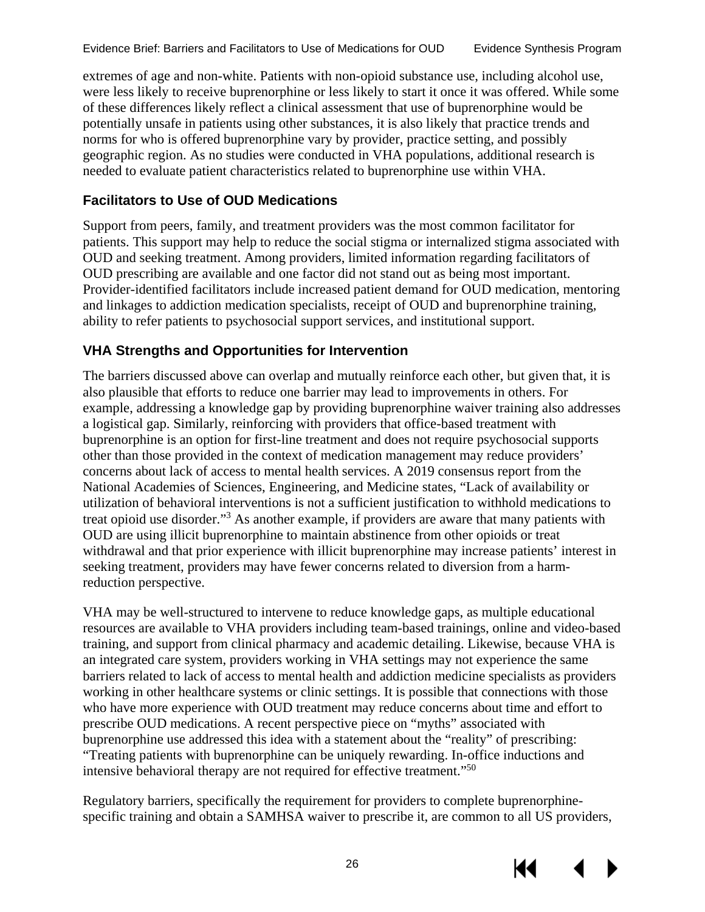extremes of age and non-white. Patients with non-opioid substance use, including alcohol use, were less likely to receive buprenorphine or less likely to start it once it was offered. While some of these differences likely reflect a clinical assessment that use of buprenorphine would be potentially unsafe in patients using other substances, it is also likely that practice trends and norms for who is offered buprenorphine vary by provider, practice setting, and possibly geographic region. As no studies were conducted in VHA populations, additional research is needed to evaluate patient characteristics related to buprenorphine use within VHA.

### Facilitators to Use of OUD Medications

Support from peers, family, and treatment providers was the most common facilitator for patients. This support may help to reduce the social stigma or internalized stigma associated with OUD and seeking treatment. Among providers, limited information regarding facilitators of OUD prescribing are available and one factor did not stand out as being most important. Provider-identified facilitators include increased patient demand for OUD medication, mentoring and linkages to addiction medication specialists, receipt of OUD and buprenorphine training, ability to refer patients to psychosocial support services, and institutional support.

### VHA Strengths and Opportunities for Intervention

The barriers discussed above can overlap and mutually reinforce each other, but given that, it is also plausible that efforts to reduce one barrier may lead to improvements in others. For example, addressing a knowledge gap by providing buprenorphine waiver training also addresses a logistical gap. Similarly, reinforcing with providers that office-based treatment with buprenorphine is an option for first-line treatment and does not require psychosocial supports other than those provided in the context of medication management may reduce providers' concerns about lack of access to mental health services. A 2019 consensus report from the National Academies of Sciences, Engineering, and Medicine states, "Lack of availability or utilization of behavioral interventions is not a sufficient justification to withhold medications to treat opioid use disorder."[3] As another example, if providers are aware that many patients with OUD are using illicit buprenorphine to maintain abstinence from other opioids or treat withdrawal and that prior experience with illicit buprenorphine may increase patients' interest in seeking treatment, providers may have fewer concerns related to diversion from a harm-reduction perspective.

VHA may be well-structured to intervene to reduce knowledge gaps, as multiple educational resources are available to VHA providers including team-based trainings, online and video-based training, and support from clinical pharmacy and academic detailing. Likewise, because VHA is an integrated care system, providers working in VHA settings may not experience the same barriers related to lack of access to mental health and addiction medicine specialists as providers working in other healthcare systems or clinic settings. It is possible that connections with those who have more experience with OUD treatment may reduce concerns about time and effort to prescribe OUD medications. A recent perspective piece on "myths" associated with buprenorphine use addressed this idea with a statement about the "reality" of prescribing: "Treating patients with buprenorphine can be uniquely rewarding. In-office inductions and intensive behavioral therapy are not required for effective treatment."[50]

Regulatory barriers, specifically the requirement for providers to complete buprenorphine-specific training and obtain a SAMHSA waiver to prescribe it, are common to all US providers,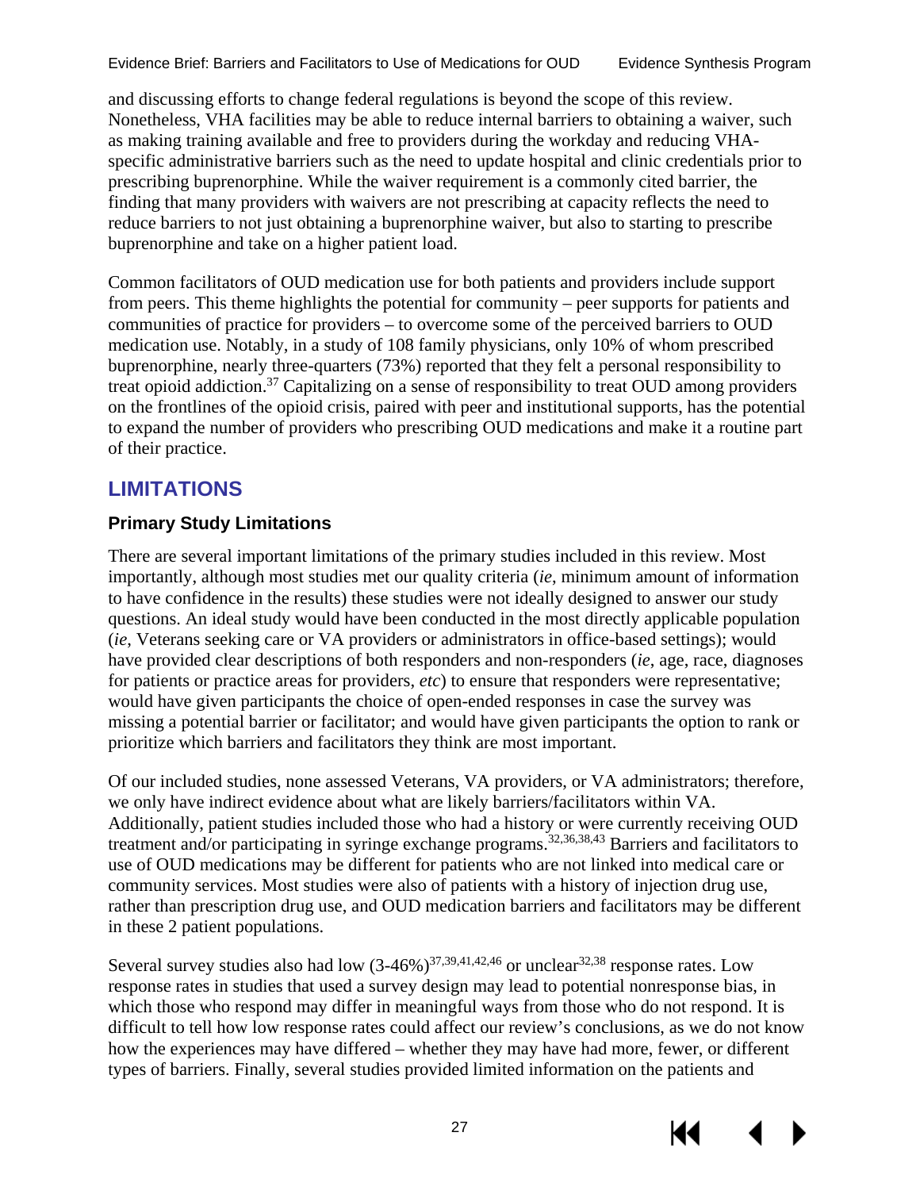and discussing efforts to change federal regulations is beyond the scope of this review. Nonetheless, VHA facilities may be able to reduce internal barriers to obtaining a waiver, such as making training available and free to providers during the workday and reducing VHA-specific administrative barriers such as the need to update hospital and clinic credentials prior to prescribing buprenorphine. While the waiver requirement is a commonly cited barrier, the finding that many providers with waivers are not prescribing at capacity reflects the need to reduce barriers to not just obtaining a buprenorphine waiver, but also to starting to prescribe buprenorphine and take on a higher patient load.

Common facilitators of OUD medication use for both patients and providers include support from peers. This theme highlights the potential for community – peer supports for patients and communities of practice for providers – to overcome some of the perceived barriers to OUD medication use. Notably, in a study of 108 family physicians, only 10% of whom prescribed buprenorphine, nearly three-quarters (73%) reported that they felt a personal responsibility to treat opioid addiction.[37] Capitalizing on a sense of responsibility to treat OUD among providers on the frontlines of the opioid crisis, paired with peer and institutional supports, has the potential to expand the number of providers who prescribing OUD medications and make it a routine part of their practice.

## LIMITATIONS

### Primary Study Limitations

There are several important limitations of the primary studies included in this review. Most importantly, although most studies met our quality criteria (*ie*, minimum amount of information to have confidence in the results) these studies were not ideally designed to answer our study questions. An ideal study would have been conducted in the most directly applicable population (*ie*, Veterans seeking care or VA providers or administrators in office-based settings); would have provided clear descriptions of both responders and non-responders (*ie*, age, race, diagnoses for patients or practice areas for providers, *etc*) to ensure that responders were representative; would have given participants the choice of open-ended responses in case the survey was missing a potential barrier or facilitator; and would have given participants the option to rank or prioritize which barriers and facilitators they think are most important.

Of our included studies, none assessed Veterans, VA providers, or VA administrators; therefore, we only have indirect evidence about what are likely barriers/facilitators within VA. Additionally, patient studies included those who had a history or were currently receiving OUD treatment and/or participating in syringe exchange programs.[32,36,38,43] Barriers and facilitators to use of OUD medications may be different for patients who are not linked into medical care or community services. Most studies were also of patients with a history of injection drug use, rather than prescription drug use, and OUD medication barriers and facilitators may be different in these 2 patient populations.

Several survey studies also had low (3-46%)[37,39,41,42,46] or unclear[32,38] response rates. Low response rates in studies that used a survey design may lead to potential nonresponse bias, in which those who respond may differ in meaningful ways from those who do not respond. It is difficult to tell how low response rates could affect our review's conclusions, as we do not know how the experiences may have differed – whether they may have had more, fewer, or different types of barriers. Finally, several studies provided limited information on the patients and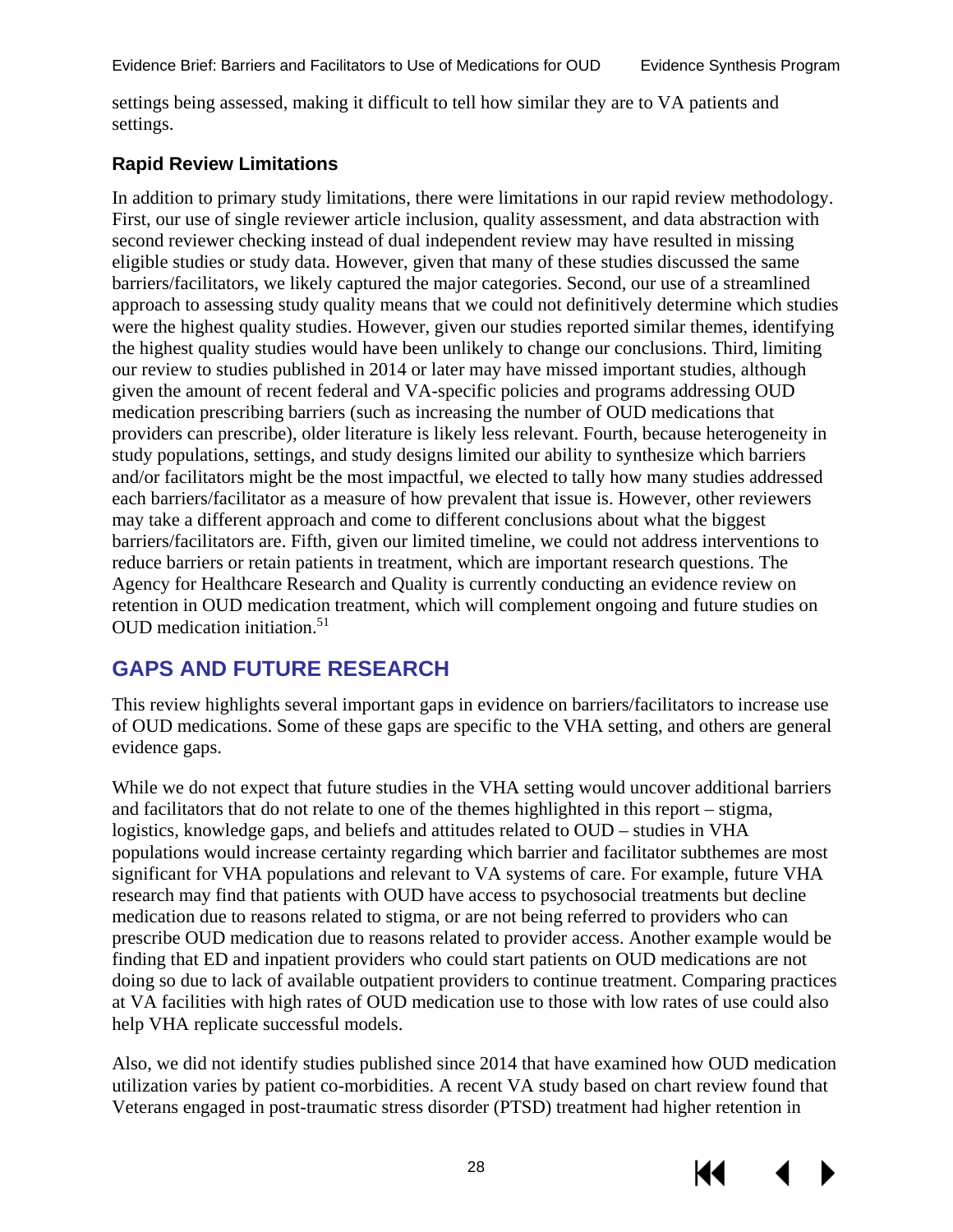settings being assessed, making it difficult to tell how similar they are to VA patients and settings.

### Rapid Review Limitations

In addition to primary study limitations, there were limitations in our rapid review methodology. First, our use of single reviewer article inclusion, quality assessment, and data abstraction with second reviewer checking instead of dual independent review may have resulted in missing eligible studies or study data. However, given that many of these studies discussed the same barriers/facilitators, we likely captured the major categories. Second, our use of a streamlined approach to assessing study quality means that we could not definitively determine which studies were the highest quality studies. However, given our studies reported similar themes, identifying the highest quality studies would have been unlikely to change our conclusions. Third, limiting our review to studies published in 2014 or later may have missed important studies, although given the amount of recent federal and VA-specific policies and programs addressing OUD medication prescribing barriers (such as increasing the number of OUD medications that providers can prescribe), older literature is likely less relevant. Fourth, because heterogeneity in study populations, settings, and study designs limited our ability to synthesize which barriers and/or facilitators might be the most impactful, we elected to tally how many studies addressed each barriers/facilitator as a measure of how prevalent that issue is. However, other reviewers may take a different approach and come to different conclusions about what the biggest barriers/facilitators are. Fifth, given our limited timeline, we could not address interventions to reduce barriers or retain patients in treatment, which are important research questions. The Agency for Healthcare Research and Quality is currently conducting an evidence review on retention in OUD medication treatment, which will complement ongoing and future studies on OUD medication initiation.[51]

## GAPS AND FUTURE RESEARCH

This review highlights several important gaps in evidence on barriers/facilitators to increase use of OUD medications. Some of these gaps are specific to the VHA setting, and others are general evidence gaps.

While we do not expect that future studies in the VHA setting would uncover additional barriers and facilitators that do not relate to one of the themes highlighted in this report – stigma, logistics, knowledge gaps, and beliefs and attitudes related to OUD – studies in VHA populations would increase certainty regarding which barrier and facilitator subthemes are most significant for VHA populations and relevant to VA systems of care. For example, future VHA research may find that patients with OUD have access to psychosocial treatments but decline medication due to reasons related to stigma, or are not being referred to providers who can prescribe OUD medication due to reasons related to provider access. Another example would be finding that ED and inpatient providers who could start patients on OUD medications are not doing so due to lack of available outpatient providers to continue treatment. Comparing practices at VA facilities with high rates of OUD medication use to those with low rates of use could also help VHA replicate successful models.

Also, we did not identify studies published since 2014 that have examined how OUD medication utilization varies by patient co-morbidities. A recent VA study based on chart review found that Veterans engaged in post-traumatic stress disorder (PTSD) treatment had higher retention in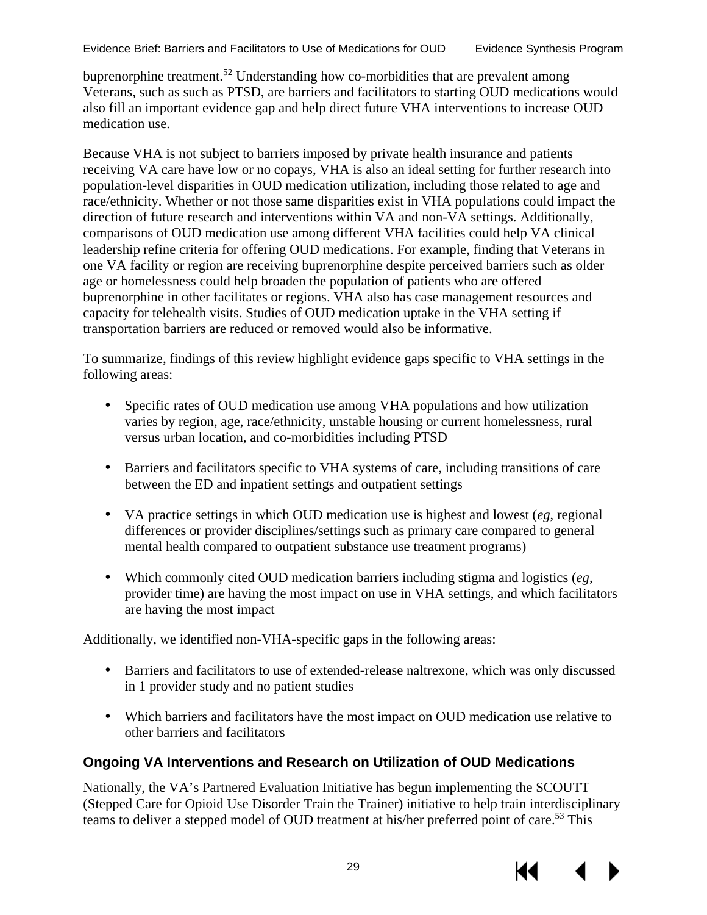buprenorphine treatment.[52] Understanding how co-morbidities that are prevalent among Veterans, such as such as PTSD, are barriers and facilitators to starting OUD medications would also fill an important evidence gap and help direct future VHA interventions to increase OUD medication use.

Because VHA is not subject to barriers imposed by private health insurance and patients receiving VA care have low or no copays, VHA is also an ideal setting for further research into population-level disparities in OUD medication utilization, including those related to age and race/ethnicity. Whether or not those same disparities exist in VHA populations could impact the direction of future research and interventions within VA and non-VA settings. Additionally, comparisons of OUD medication use among different VHA facilities could help VA clinical leadership refine criteria for offering OUD medications. For example, finding that Veterans in one VA facility or region are receiving buprenorphine despite perceived barriers such as older age or homelessness could help broaden the population of patients who are offered buprenorphine in other facilitates or regions. VHA also has case management resources and capacity for telehealth visits. Studies of OUD medication uptake in the VHA setting if transportation barriers are reduced or removed would also be informative.

To summarize, findings of this review highlight evidence gaps specific to VHA settings in the following areas:

- Specific rates of OUD medication use among VHA populations and how utilization varies by region, age, race/ethnicity, unstable housing or current homelessness, rural versus urban location, and co-morbidities including PTSD
- Barriers and facilitators specific to VHA systems of care, including transitions of care between the ED and inpatient settings and outpatient settings
- VA practice settings in which OUD medication use is highest and lowest (*eg,* regional differences or provider disciplines/settings such as primary care compared to general mental health compared to outpatient substance use treatment programs)
- Which commonly cited OUD medication barriers including stigma and logistics (*eg,* provider time) are having the most impact on use in VHA settings, and which facilitators are having the most impact

Additionally, we identified non-VHA-specific gaps in the following areas:

- Barriers and facilitators to use of extended-release naltrexone, which was only discussed in 1 provider study and no patient studies
- Which barriers and facilitators have the most impact on OUD medication use relative to other barriers and facilitators

### Ongoing VA Interventions and Research on Utilization of OUD Medications

Nationally, the VA's Partnered Evaluation Initiative has begun implementing the SCOUTT (Stepped Care for Opioid Use Disorder Train the Trainer) initiative to help train interdisciplinary teams to deliver a stepped model of OUD treatment at his/her preferred point of care.[53] This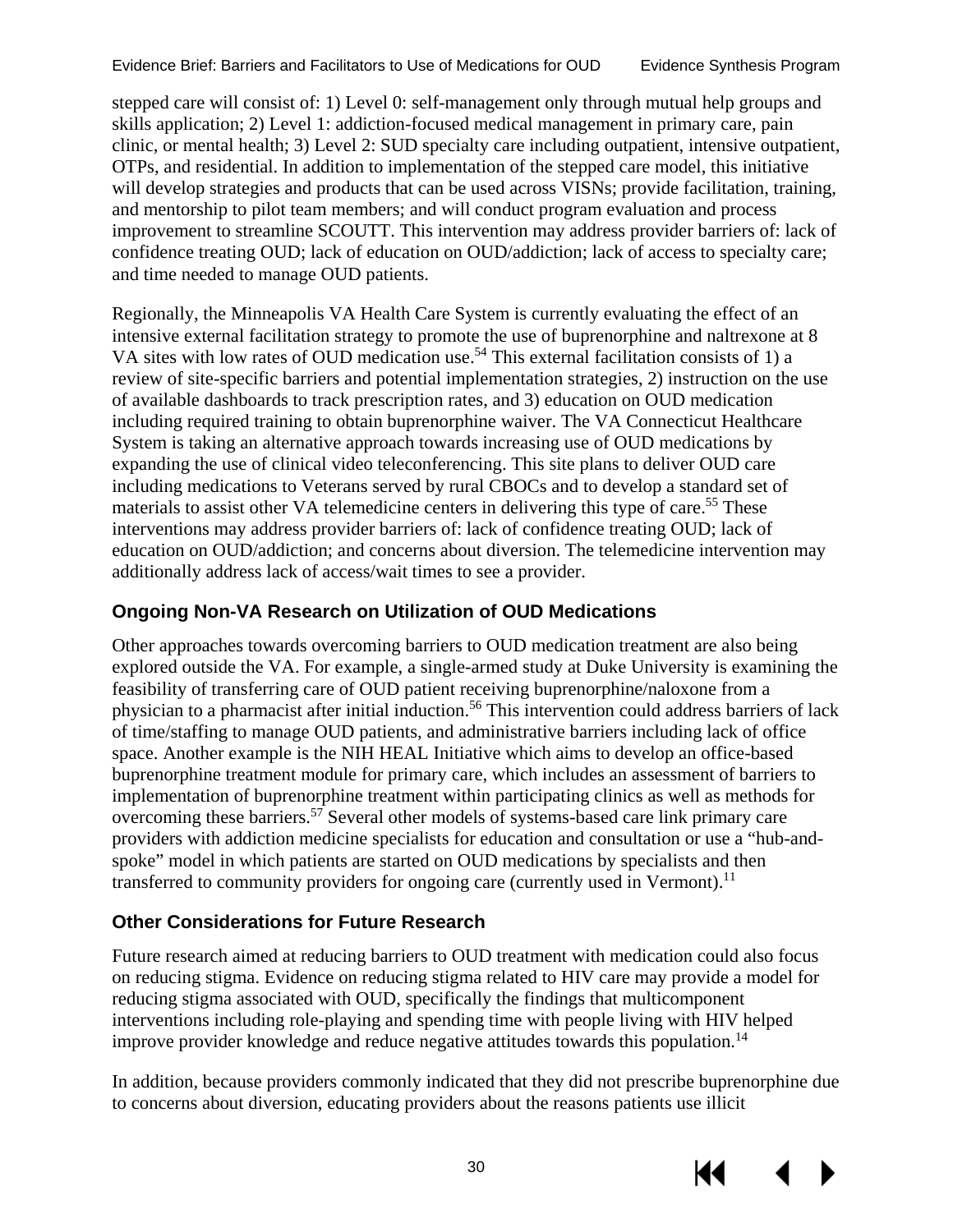stepped care will consist of: 1) Level 0: self-management only through mutual help groups and skills application; 2) Level 1: addiction-focused medical management in primary care, pain clinic, or mental health; 3) Level 2: SUD specialty care including outpatient, intensive outpatient, OTPs, and residential. In addition to implementation of the stepped care model, this initiative will develop strategies and products that can be used across VISNs; provide facilitation, training, and mentorship to pilot team members; and will conduct program evaluation and process improvement to streamline SCOUTT. This intervention may address provider barriers of: lack of confidence treating OUD; lack of education on OUD/addiction; lack of access to specialty care; and time needed to manage OUD patients.

Regionally, the Minneapolis VA Health Care System is currently evaluating the effect of an intensive external facilitation strategy to promote the use of buprenorphine and naltrexone at 8 VA sites with low rates of OUD medication use.[54] This external facilitation consists of 1) a review of site-specific barriers and potential implementation strategies, 2) instruction on the use of available dashboards to track prescription rates, and 3) education on OUD medication including required training to obtain buprenorphine waiver. The VA Connecticut Healthcare System is taking an alternative approach towards increasing use of OUD medications by expanding the use of clinical video teleconferencing. This site plans to deliver OUD care including medications to Veterans served by rural CBOCs and to develop a standard set of materials to assist other VA telemedicine centers in delivering this type of care.[55] These interventions may address provider barriers of: lack of confidence treating OUD; lack of education on OUD/addiction; and concerns about diversion. The telemedicine intervention may additionally address lack of access/wait times to see a provider.

### Ongoing Non-VA Research on Utilization of OUD Medications

Other approaches towards overcoming barriers to OUD medication treatment are also being explored outside the VA. For example, a single-armed study at Duke University is examining the feasibility of transferring care of OUD patient receiving buprenorphine/naloxone from a physician to a pharmacist after initial induction.[56] This intervention could address barriers of lack of time/staffing to manage OUD patients, and administrative barriers including lack of office space. Another example is the NIH HEAL Initiative which aims to develop an office-based buprenorphine treatment module for primary care, which includes an assessment of barriers to implementation of buprenorphine treatment within participating clinics as well as methods for overcoming these barriers.[57] Several other models of systems-based care link primary care providers with addiction medicine specialists for education and consultation or use a "hub-and-spoke" model in which patients are started on OUD medications by specialists and then transferred to community providers for ongoing care (currently used in Vermont).[11]

### Other Considerations for Future Research

Future research aimed at reducing barriers to OUD treatment with medication could also focus on reducing stigma. Evidence on reducing stigma related to HIV care may provide a model for reducing stigma associated with OUD, specifically the findings that multicomponent interventions including role-playing and spending time with people living with HIV helped improve provider knowledge and reduce negative attitudes towards this population.[14]

In addition, because providers commonly indicated that they did not prescribe buprenorphine due to concerns about diversion, educating providers about the reasons patients use illicit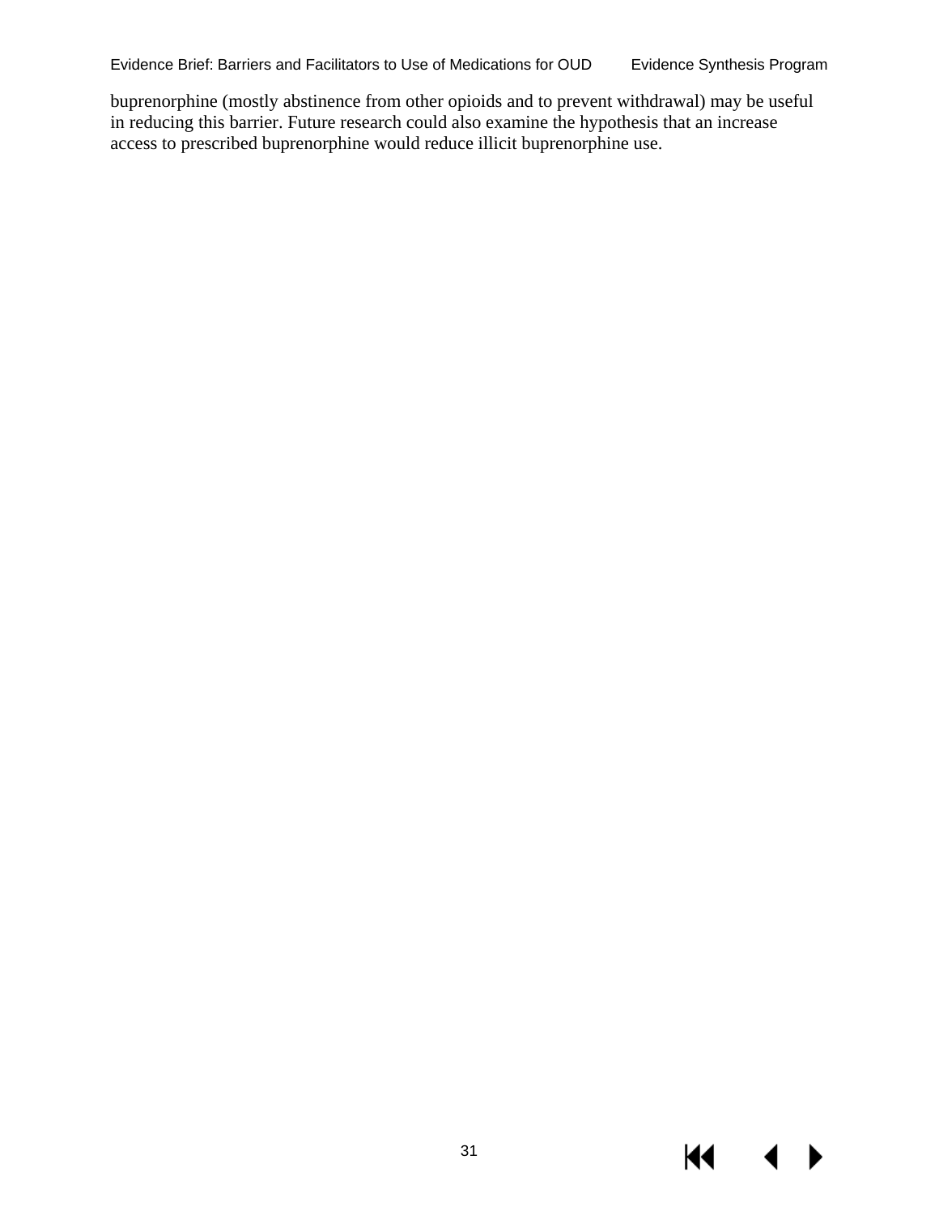buprenorphine (mostly abstinence from other opioids and to prevent withdrawal) may be useful in reducing this barrier. Future research could also examine the hypothesis that an increase access to prescribed buprenorphine would reduce illicit buprenorphine use.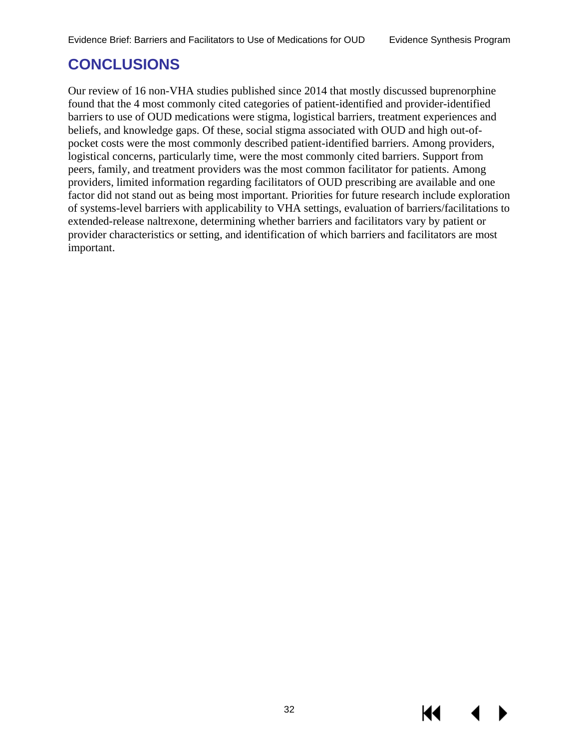# CONCLUSIONS

Our review of 16 non-VHA studies published since 2014 that mostly discussed buprenorphine found that the 4 most commonly cited categories of patient-identified and provider-identified barriers to use of OUD medications were stigma, logistical barriers, treatment experiences and beliefs, and knowledge gaps. Of these, social stigma associated with OUD and high out-of-pocket costs were the most commonly described patient-identified barriers. Among providers, logistical concerns, particularly time, were the most commonly cited barriers. Support from peers, family, and treatment providers was the most common facilitator for patients. Among providers, limited information regarding facilitators of OUD prescribing are available and one factor did not stand out as being most important. Priorities for future research include exploration of systems-level barriers with applicability to VHA settings, evaluation of barriers/facilitations to extended-release naltrexone, determining whether barriers and facilitators vary by patient or provider characteristics or setting, and identification of which barriers and facilitators are most important.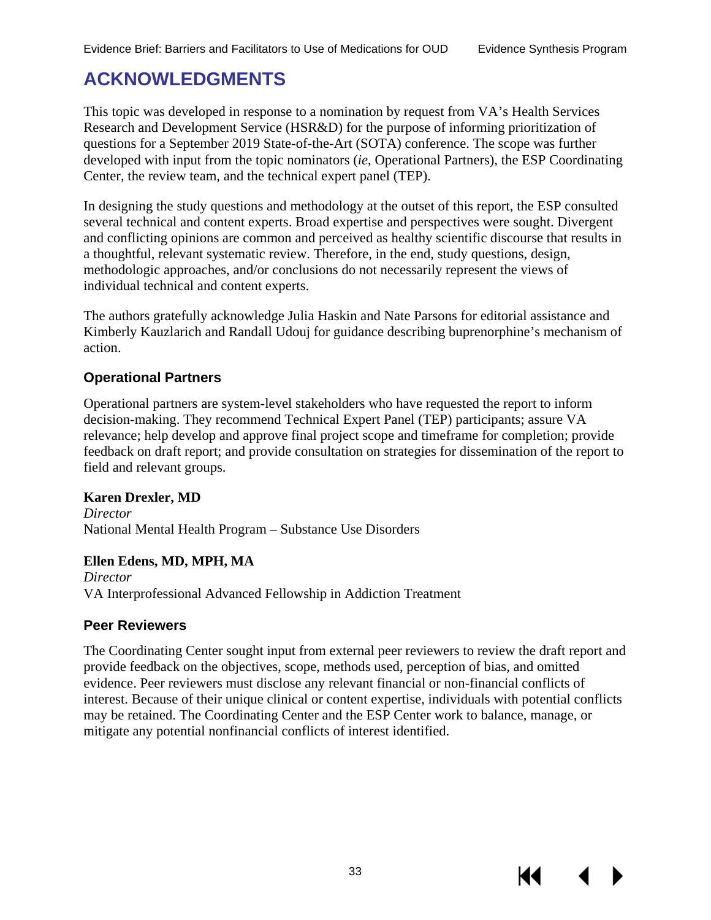# ACKNOWLEDGMENTS

This topic was developed in response to a nomination by request from VA's Health Services Research and Development Service (HSR&D) for the purpose of informing prioritization of questions for a September 2019 State-of-the-Art (SOTA) conference. The scope was further developed with input from the topic nominators (*ie*, Operational Partners), the ESP Coordinating Center, the review team, and the technical expert panel (TEP).

In designing the study questions and methodology at the outset of this report, the ESP consulted several technical and content experts. Broad expertise and perspectives were sought. Divergent and conflicting opinions are common and perceived as healthy scientific discourse that results in a thoughtful, relevant systematic review. Therefore, in the end, study questions, design, methodologic approaches, and/or conclusions do not necessarily represent the views of individual technical and content experts.

The authors gratefully acknowledge Julia Haskin and Nate Parsons for editorial assistance and Kimberly Kauzlarich and Randall Udouj for guidance describing buprenorphine's mechanism of action.

### Operational Partners

Operational partners are system-level stakeholders who have requested the report to inform decision-making. They recommend Technical Expert Panel (TEP) participants; assure VA relevance; help develop and approve final project scope and timeframe for completion; provide feedback on draft report; and provide consultation on strategies for dissemination of the report to field and relevant groups.

**Karen Drexler, MD**
*Director*
National Mental Health Program – Substance Use Disorders

**Ellen Edens, MD, MPH, MA**
*Director*
VA Interprofessional Advanced Fellowship in Addiction Treatment

### Peer Reviewers

The Coordinating Center sought input from external peer reviewers to review the draft report and provide feedback on the objectives, scope, methods used, perception of bias, and omitted evidence. Peer reviewers must disclose any relevant financial or non-financial conflicts of interest. Because of their unique clinical or content expertise, individuals with potential conflicts may be retained. The Coordinating Center and the ESP Center work to balance, manage, or mitigate any potential nonfinancial conflicts of interest identified.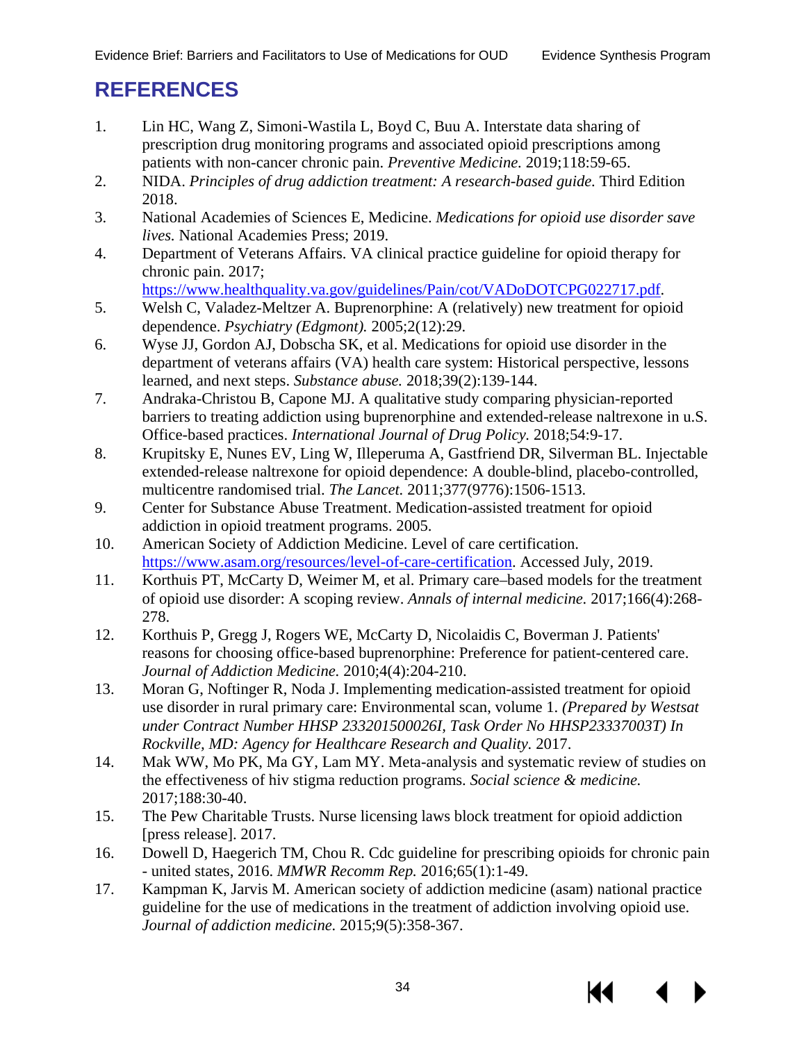# REFERENCES

1. Lin HC, Wang Z, Simoni-Wastila L, Boyd C, Buu A. Interstate data sharing of prescription drug monitoring programs and associated opioid prescriptions among patients with non-cancer chronic pain. *Preventive Medicine.* 2019;118:59-65.
2. NIDA. *Principles of drug addiction treatment: A research-based guide.* Third Edition 2018.
3. National Academies of Sciences E, Medicine. *Medications for opioid use disorder save lives.* National Academies Press; 2019.
4. Department of Veterans Affairs. VA clinical practice guideline for opioid therapy for chronic pain. 2017; https://www.healthquality.va.gov/guidelines/Pain/cot/VADoDOTCPG022717.pdf.
5. Welsh C, Valadez-Meltzer A. Buprenorphine: A (relatively) new treatment for opioid dependence. *Psychiatry (Edgmont).* 2005;2(12):29.
6. Wyse JJ, Gordon AJ, Dobscha SK, et al. Medications for opioid use disorder in the department of veterans affairs (VA) health care system: Historical perspective, lessons learned, and next steps. *Substance abuse.* 2018;39(2):139-144.
7. Andraka-Christou B, Capone MJ. A qualitative study comparing physician-reported barriers to treating addiction using buprenorphine and extended-release naltrexone in u.S. Office-based practices. *International Journal of Drug Policy.* 2018;54:9-17.
8. Krupitsky E, Nunes EV, Ling W, Illeperuma A, Gastfriend DR, Silverman BL. Injectable extended-release naltrexone for opioid dependence: A double-blind, placebo-controlled, multicentre randomised trial. *The Lancet.* 2011;377(9776):1506-1513.
9. Center for Substance Abuse Treatment. Medication-assisted treatment for opioid addiction in opioid treatment programs. 2005.
10. American Society of Addiction Medicine. Level of care certification. https://www.asam.org/resources/level-of-care-certification. Accessed July, 2019.
11. Korthuis PT, McCarty D, Weimer M, et al. Primary care–based models for the treatment of opioid use disorder: A scoping review. *Annals of internal medicine.* 2017;166(4):268-278.
12. Korthuis P, Gregg J, Rogers WE, McCarty D, Nicolaidis C, Boverman J. Patients' reasons for choosing office-based buprenorphine: Preference for patient-centered care. *Journal of Addiction Medicine.* 2010;4(4):204-210.
13. Moran G, Noftinger R, Noda J. Implementing medication-assisted treatment for opioid use disorder in rural primary care: Environmental scan, volume 1. *(Prepared by Westsat under Contract Number HHSP 233201500026I, Task Order No HHSP23337003T) In Rockville, MD: Agency for Healthcare Research and Quality.* 2017.
14. Mak WW, Mo PK, Ma GY, Lam MY. Meta-analysis and systematic review of studies on the effectiveness of hiv stigma reduction programs. *Social science & medicine.* 2017;188:30-40.
15. The Pew Charitable Trusts. Nurse licensing laws block treatment for opioid addiction [press release]. 2017.
16. Dowell D, Haegerich TM, Chou R. Cdc guideline for prescribing opioids for chronic pain - united states, 2016. *MMWR Recomm Rep.* 2016;65(1):1-49.
17. Kampman K, Jarvis M. American society of addiction medicine (asam) national practice guideline for the use of medications in the treatment of addiction involving opioid use. *Journal of addiction medicine.* 2015;9(5):358-367.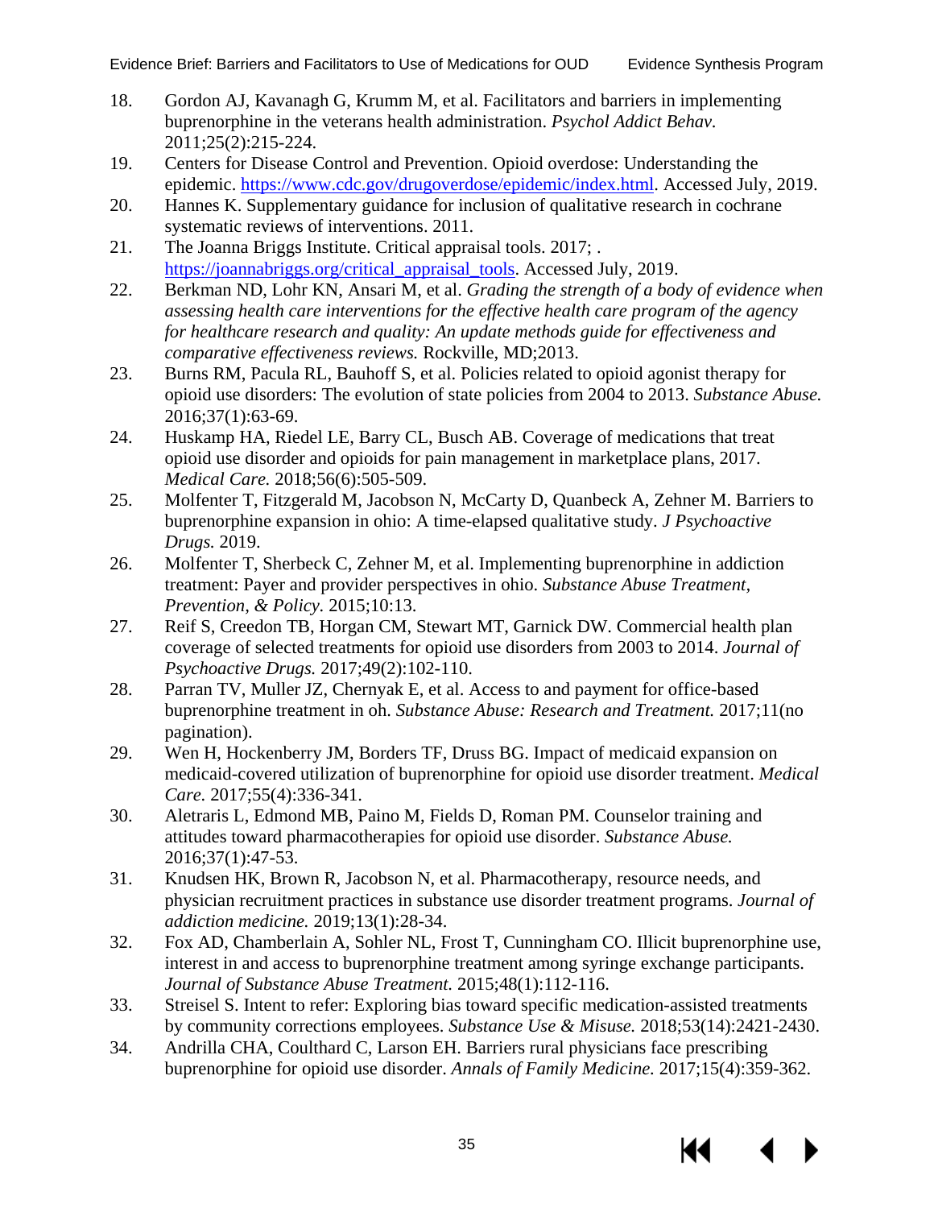18. Gordon AJ, Kavanagh G, Krumm M, et al. Facilitators and barriers in implementing buprenorphine in the veterans health administration. *Psychol Addict Behav.* 2011;25(2):215-224.
19. Centers for Disease Control and Prevention. Opioid overdose: Understanding the epidemic. https://www.cdc.gov/drugoverdose/epidemic/index.html. Accessed July, 2019.
20. Hannes K. Supplementary guidance for inclusion of qualitative research in cochrane systematic reviews of interventions. 2011.
21. The Joanna Briggs Institute. Critical appraisal tools. 2017; . https://joannabriggs.org/critical_appraisal_tools. Accessed July, 2019.
22. Berkman ND, Lohr KN, Ansari M, et al. *Grading the strength of a body of evidence when assessing health care interventions for the effective health care program of the agency for healthcare research and quality: An update methods guide for effectiveness and comparative effectiveness reviews.* Rockville, MD;2013.
23. Burns RM, Pacula RL, Bauhoff S, et al. Policies related to opioid agonist therapy for opioid use disorders: The evolution of state policies from 2004 to 2013. *Substance Abuse.* 2016;37(1):63-69.
24. Huskamp HA, Riedel LE, Barry CL, Busch AB. Coverage of medications that treat opioid use disorder and opioids for pain management in marketplace plans, 2017. *Medical Care.* 2018;56(6):505-509.
25. Molfenter T, Fitzgerald M, Jacobson N, McCarty D, Quanbeck A, Zehner M. Barriers to buprenorphine expansion in ohio: A time-elapsed qualitative study. *J Psychoactive Drugs.* 2019.
26. Molfenter T, Sherbeck C, Zehner M, et al. Implementing buprenorphine in addiction treatment: Payer and provider perspectives in ohio. *Substance Abuse Treatment, Prevention, & Policy.* 2015;10:13.
27. Reif S, Creedon TB, Horgan CM, Stewart MT, Garnick DW. Commercial health plan coverage of selected treatments for opioid use disorders from 2003 to 2014. *Journal of Psychoactive Drugs.* 2017;49(2):102-110.
28. Parran TV, Muller JZ, Chernyak E, et al. Access to and payment for office-based buprenorphine treatment in oh. *Substance Abuse: Research and Treatment.* 2017;11(no pagination).
29. Wen H, Hockenberry JM, Borders TF, Druss BG. Impact of medicaid expansion on medicaid-covered utilization of buprenorphine for opioid use disorder treatment. *Medical Care.* 2017;55(4):336-341.
30. Aletraris L, Edmond MB, Paino M, Fields D, Roman PM. Counselor training and attitudes toward pharmacotherapies for opioid use disorder. *Substance Abuse.* 2016;37(1):47-53.
31. Knudsen HK, Brown R, Jacobson N, et al. Pharmacotherapy, resource needs, and physician recruitment practices in substance use disorder treatment programs. *Journal of addiction medicine.* 2019;13(1):28-34.
32. Fox AD, Chamberlain A, Sohler NL, Frost T, Cunningham CO. Illicit buprenorphine use, interest in and access to buprenorphine treatment among syringe exchange participants. *Journal of Substance Abuse Treatment.* 2015;48(1):112-116.
33. Streisel S. Intent to refer: Exploring bias toward specific medication-assisted treatments by community corrections employees. *Substance Use & Misuse.* 2018;53(14):2421-2430.
34. Andrilla CHA, Coulthard C, Larson EH. Barriers rural physicians face prescribing buprenorphine for opioid use disorder. *Annals of Family Medicine.* 2017;15(4):359-362.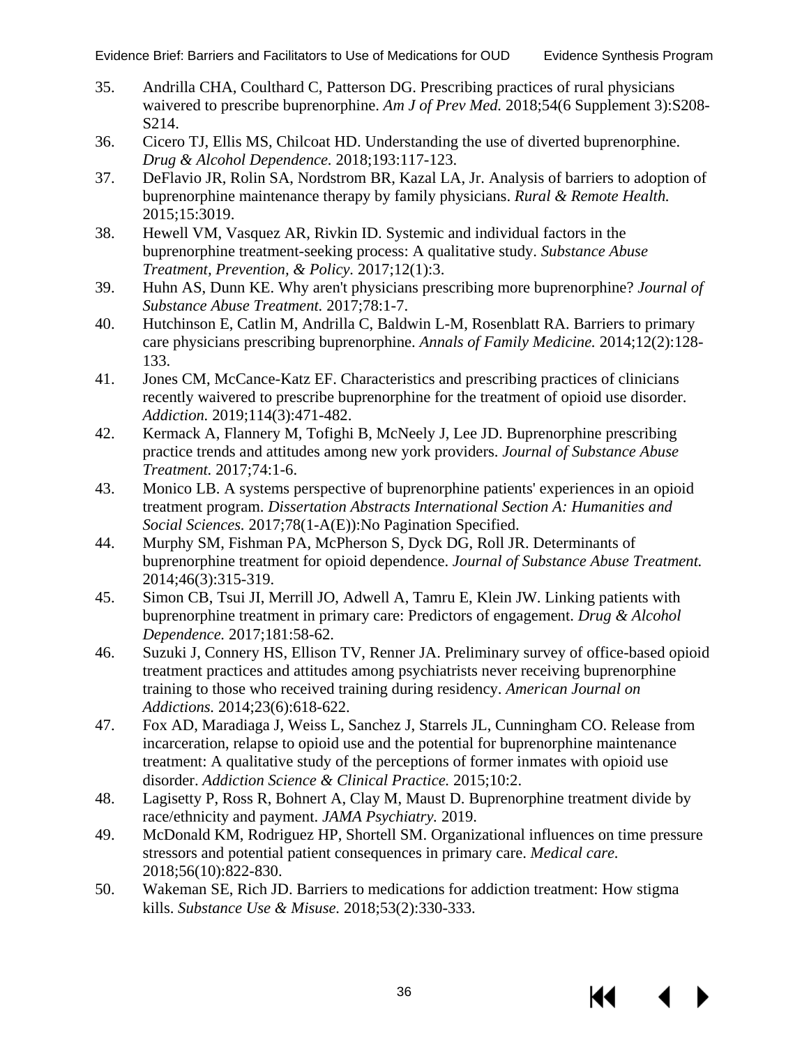35. Andrilla CHA, Coulthard C, Patterson DG. Prescribing practices of rural physicians waivered to prescribe buprenorphine. *Am J of Prev Med.* 2018;54(6 Supplement 3):S208-S214.
36. Cicero TJ, Ellis MS, Chilcoat HD. Understanding the use of diverted buprenorphine. *Drug & Alcohol Dependence.* 2018;193:117-123.
37. DeFlavio JR, Rolin SA, Nordstrom BR, Kazal LA, Jr. Analysis of barriers to adoption of buprenorphine maintenance therapy by family physicians. *Rural & Remote Health.* 2015;15:3019.
38. Hewell VM, Vasquez AR, Rivkin ID. Systemic and individual factors in the buprenorphine treatment-seeking process: A qualitative study. *Substance Abuse Treatment, Prevention, & Policy.* 2017;12(1):3.
39. Huhn AS, Dunn KE. Why aren't physicians prescribing more buprenorphine? *Journal of Substance Abuse Treatment.* 2017;78:1-7.
40. Hutchinson E, Catlin M, Andrilla C, Baldwin L-M, Rosenblatt RA. Barriers to primary care physicians prescribing buprenorphine. *Annals of Family Medicine.* 2014;12(2):128-133.
41. Jones CM, McCance-Katz EF. Characteristics and prescribing practices of clinicians recently waivered to prescribe buprenorphine for the treatment of opioid use disorder. *Addiction.* 2019;114(3):471-482.
42. Kermack A, Flannery M, Tofighi B, McNeely J, Lee JD. Buprenorphine prescribing practice trends and attitudes among new york providers. *Journal of Substance Abuse Treatment.* 2017;74:1-6.
43. Monico LB. A systems perspective of buprenorphine patients' experiences in an opioid treatment program. *Dissertation Abstracts International Section A: Humanities and Social Sciences.* 2017;78(1-A(E)):No Pagination Specified.
44. Murphy SM, Fishman PA, McPherson S, Dyck DG, Roll JR. Determinants of buprenorphine treatment for opioid dependence. *Journal of Substance Abuse Treatment.* 2014;46(3):315-319.
45. Simon CB, Tsui JI, Merrill JO, Adwell A, Tamru E, Klein JW. Linking patients with buprenorphine treatment in primary care: Predictors of engagement. *Drug & Alcohol Dependence.* 2017;181:58-62.
46. Suzuki J, Connery HS, Ellison TV, Renner JA. Preliminary survey of office-based opioid treatment practices and attitudes among psychiatrists never receiving buprenorphine training to those who received training during residency. *American Journal on Addictions.* 2014;23(6):618-622.
47. Fox AD, Maradiaga J, Weiss L, Sanchez J, Starrels JL, Cunningham CO. Release from incarceration, relapse to opioid use and the potential for buprenorphine maintenance treatment: A qualitative study of the perceptions of former inmates with opioid use disorder. *Addiction Science & Clinical Practice.* 2015;10:2.
48. Lagisetty P, Ross R, Bohnert A, Clay M, Maust D. Buprenorphine treatment divide by race/ethnicity and payment. *JAMA Psychiatry.* 2019.
49. McDonald KM, Rodriguez HP, Shortell SM. Organizational influences on time pressure stressors and potential patient consequences in primary care. *Medical care.* 2018;56(10):822-830.
50. Wakeman SE, Rich JD. Barriers to medications for addiction treatment: How stigma kills. *Substance Use & Misuse.* 2018;53(2):330-333.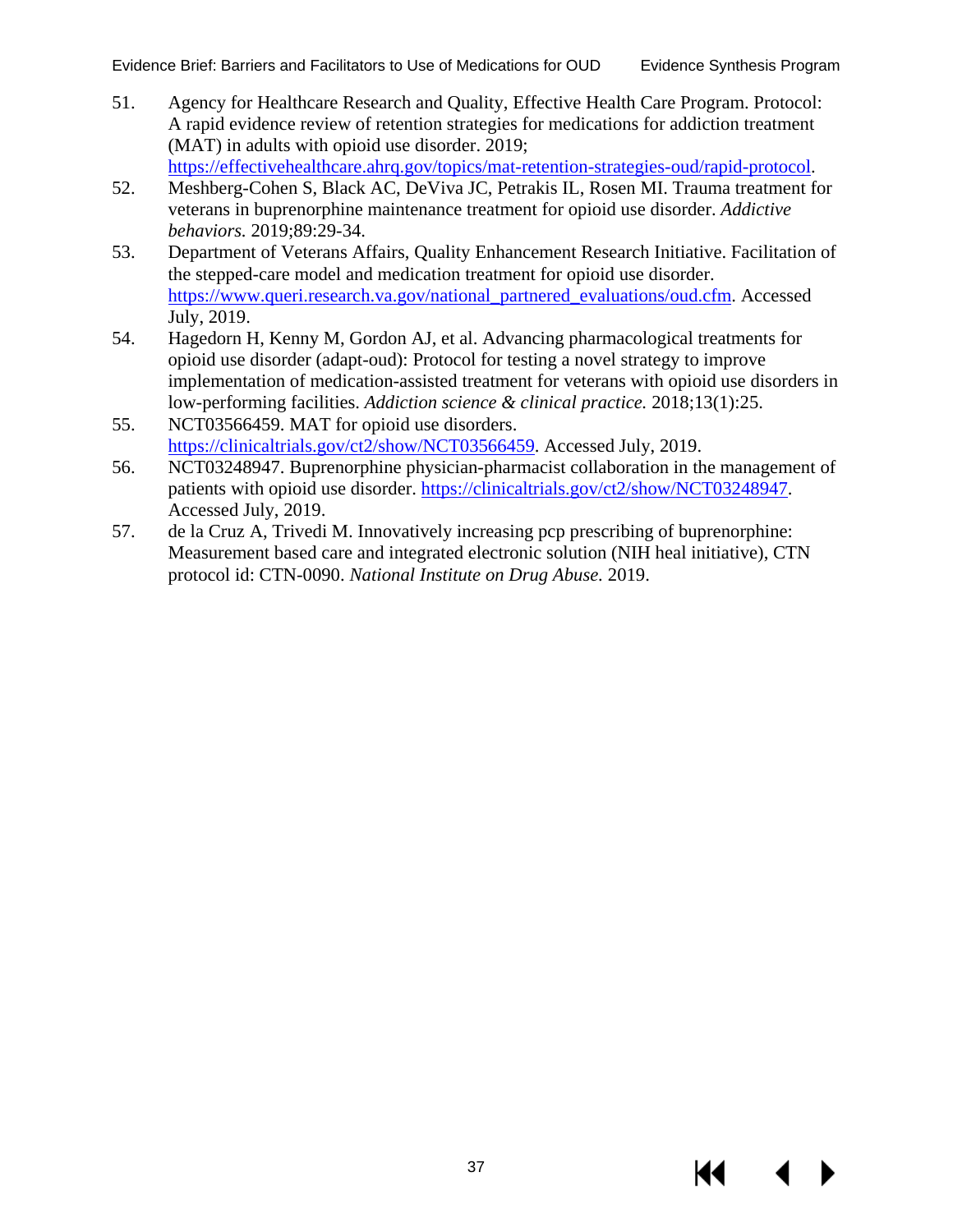51. Agency for Healthcare Research and Quality, Effective Health Care Program. Protocol: A rapid evidence review of retention strategies for medications for addiction treatment (MAT) in adults with opioid use disorder. 2019; https://effectivehealthcare.ahrq.gov/topics/mat-retention-strategies-oud/rapid-protocol.
52. Meshberg-Cohen S, Black AC, DeViva JC, Petrakis IL, Rosen MI. Trauma treatment for veterans in buprenorphine maintenance treatment for opioid use disorder. *Addictive behaviors.* 2019;89:29-34.
53. Department of Veterans Affairs, Quality Enhancement Research Initiative. Facilitation of the stepped-care model and medication treatment for opioid use disorder. https://www.queri.research.va.gov/national_partnered_evaluations/oud.cfm. Accessed July, 2019.
54. Hagedorn H, Kenny M, Gordon AJ, et al. Advancing pharmacological treatments for opioid use disorder (adapt-oud): Protocol for testing a novel strategy to improve implementation of medication-assisted treatment for veterans with opioid use disorders in low-performing facilities. *Addiction science & clinical practice.* 2018;13(1):25.
55. NCT03566459. MAT for opioid use disorders. https://clinicaltrials.gov/ct2/show/NCT03566459. Accessed July, 2019.
56. NCT03248947. Buprenorphine physician-pharmacist collaboration in the management of patients with opioid use disorder. https://clinicaltrials.gov/ct2/show/NCT03248947. Accessed July, 2019.
57. de la Cruz A, Trivedi M. Innovatively increasing pcp prescribing of buprenorphine: Measurement based care and integrated electronic solution (NIH heal initiative), CTN protocol id: CTN-0090. *National Institute on Drug Abuse.* 2019.